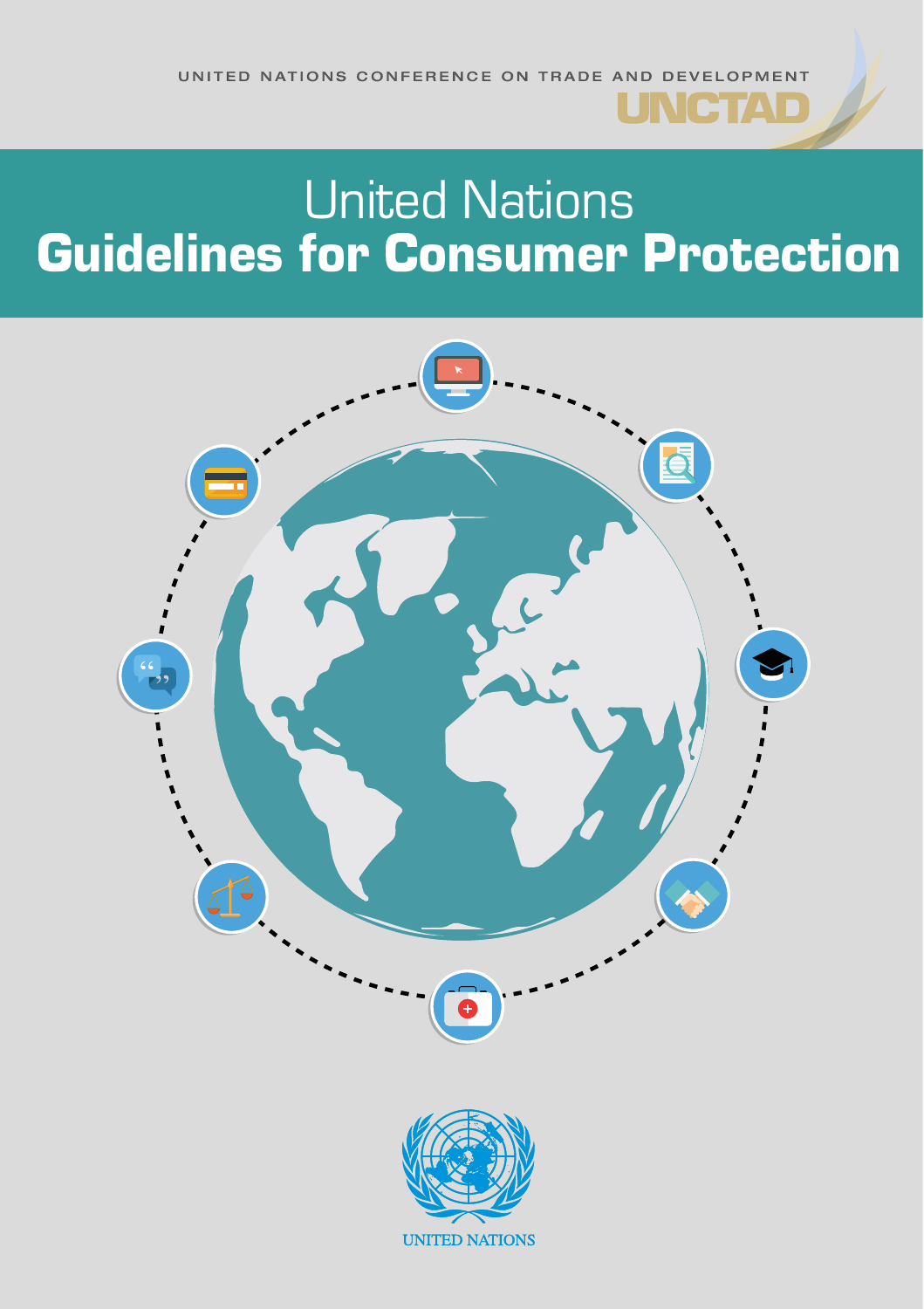UNITED NATIONS CONFERENCE ON TRADE AND DEVELOPMENT

UNCTAD

# United Nations
# Guidelines for Consumer Protection

UNITED NATIONS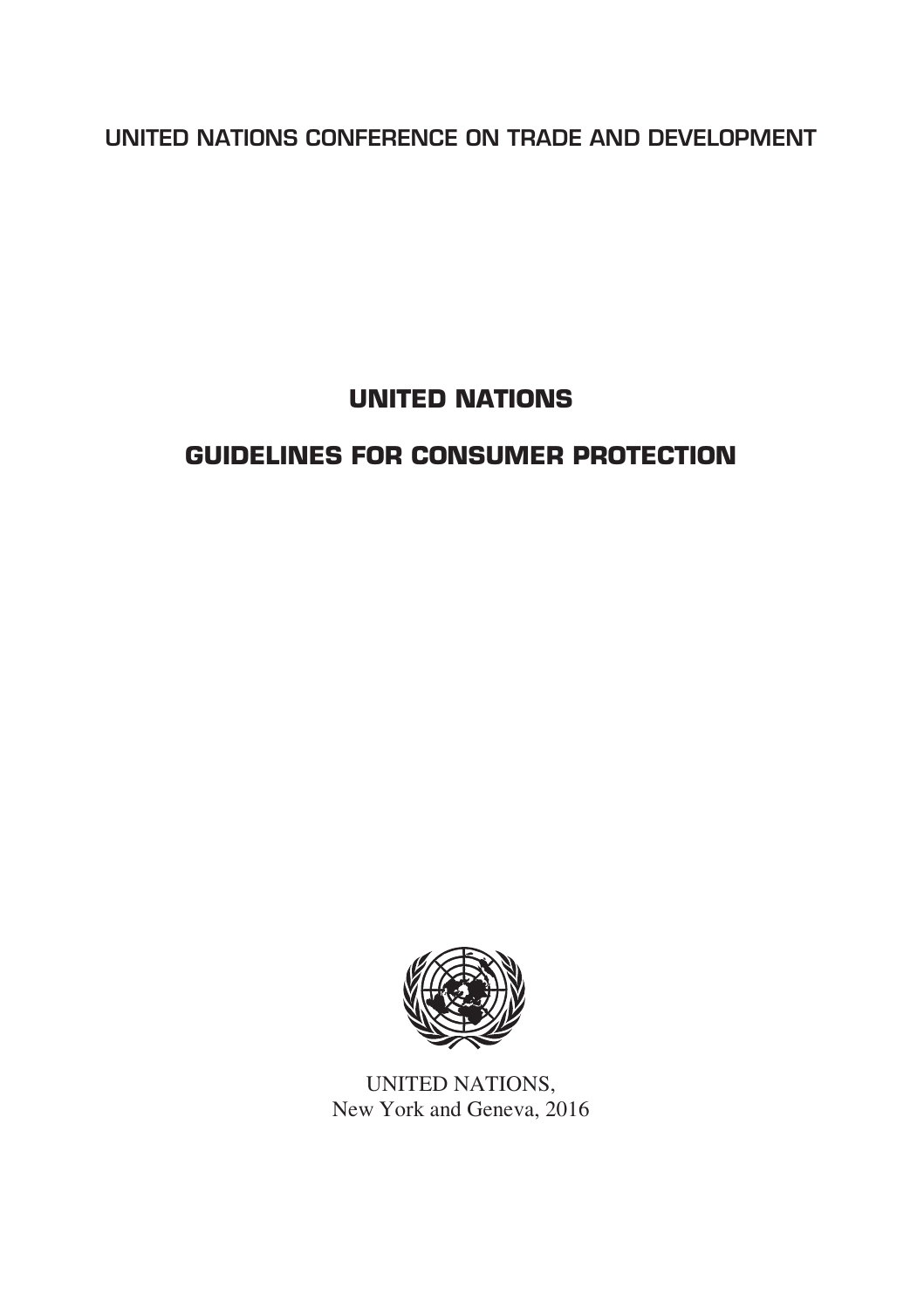UNITED NATIONS CONFERENCE ON TRADE AND DEVELOPMENT

# UNITED NATIONS

# GUIDELINES FOR CONSUMER PROTECTION

UNITED NATIONS,
New York and Geneva, 2016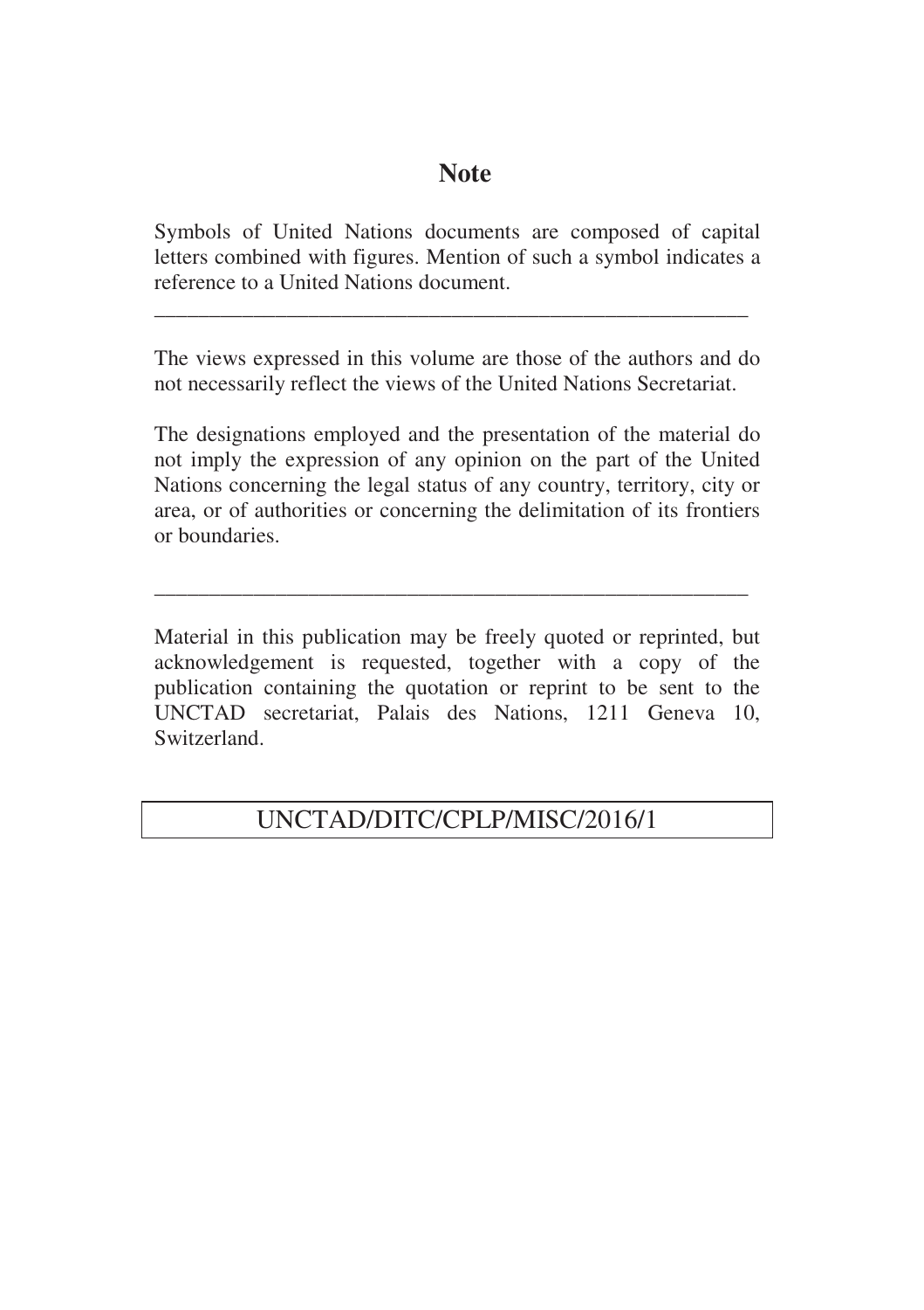# Note

Symbols of United Nations documents are composed of capital letters combined with figures. Mention of such a symbol indicates a reference to a United Nations document.

---

The views expressed in this volume are those of the authors and do not necessarily reflect the views of the United Nations Secretariat.

The designations employed and the presentation of the material do not imply the expression of any opinion on the part of the United Nations concerning the legal status of any country, territory, city or area, or of authorities or concerning the delimitation of its frontiers or boundaries.

---

Material in this publication may be freely quoted or reprinted, but acknowledgement is requested, together with a copy of the publication containing the quotation or reprint to be sent to the UNCTAD secretariat, Palais des Nations, 1211 Geneva 10, Switzerland.

UNCTAD/DITC/CPLP/MISC/2016/1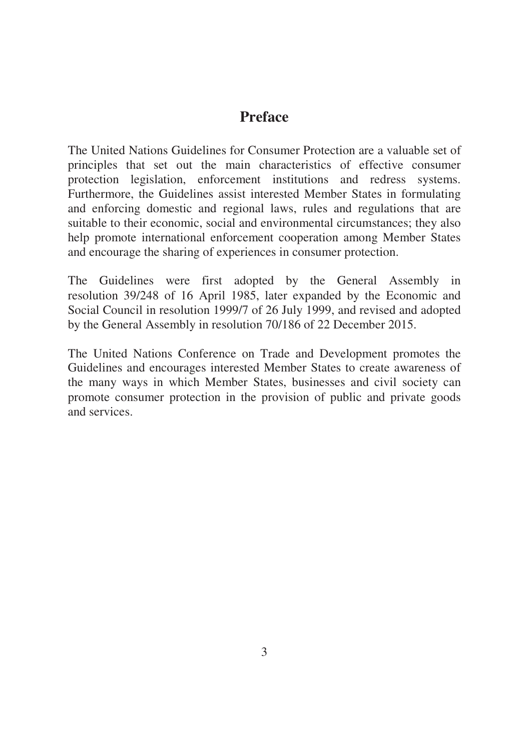# Preface

The United Nations Guidelines for Consumer Protection are a valuable set of principles that set out the main characteristics of effective consumer protection legislation, enforcement institutions and redress systems. Furthermore, the Guidelines assist interested Member States in formulating and enforcing domestic and regional laws, rules and regulations that are suitable to their economic, social and environmental circumstances; they also help promote international enforcement cooperation among Member States and encourage the sharing of experiences in consumer protection.

The Guidelines were first adopted by the General Assembly in resolution 39/248 of 16 April 1985, later expanded by the Economic and Social Council in resolution 1999/7 of 26 July 1999, and revised and adopted by the General Assembly in resolution 70/186 of 22 December 2015.

The United Nations Conference on Trade and Development promotes the Guidelines and encourages interested Member States to create awareness of the many ways in which Member States, businesses and civil society can promote consumer protection in the provision of public and private goods and services.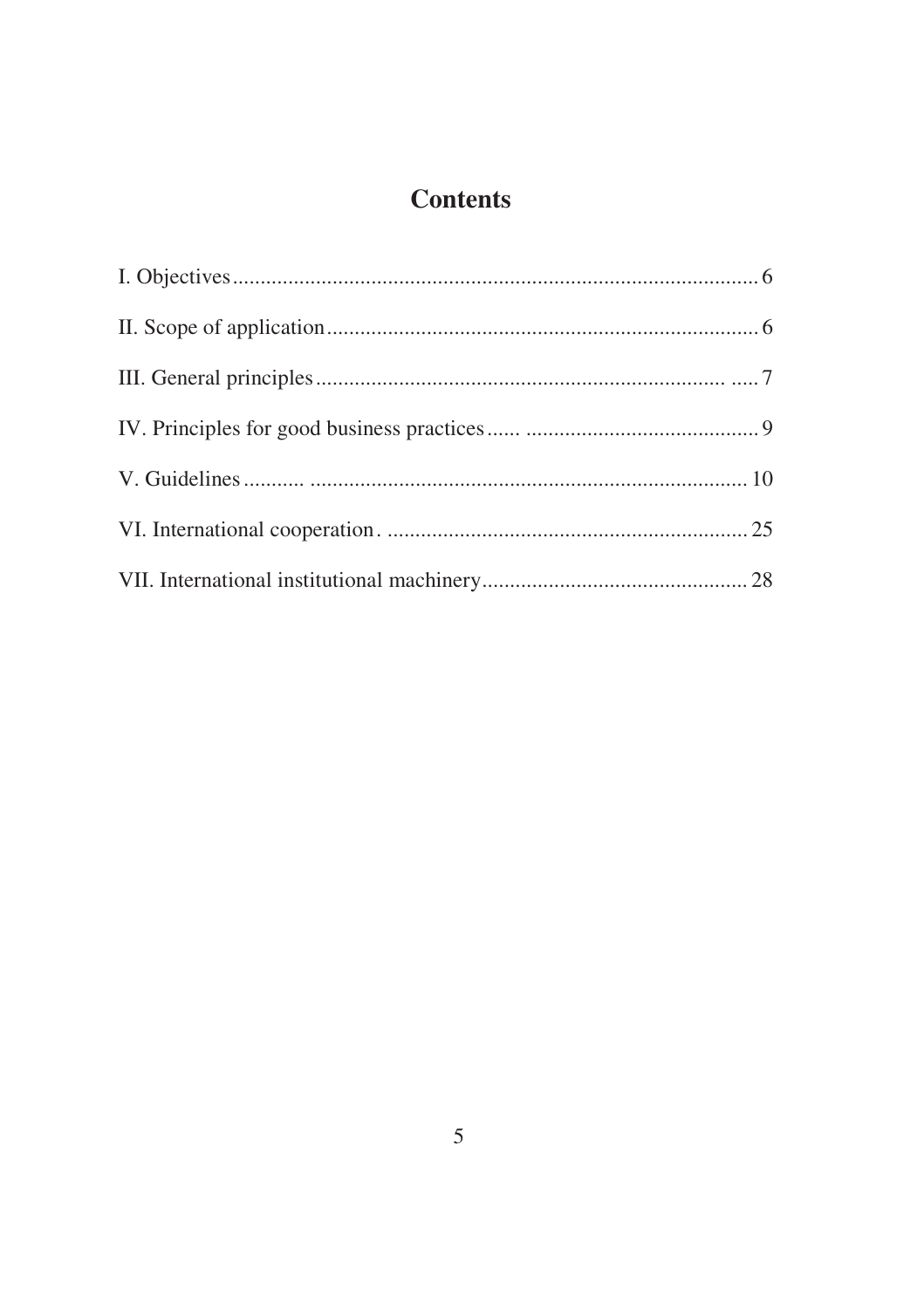# Contents

| | |
|---|---|
| I. Objectives | 6 |
| II. Scope of application | 6 |
| III. General principles | 7 |
| IV. Principles for good business practices | 9 |
| V. Guidelines | 10 |
| VI. International cooperation | 25 |
| VII. International institutional machinery | 28 |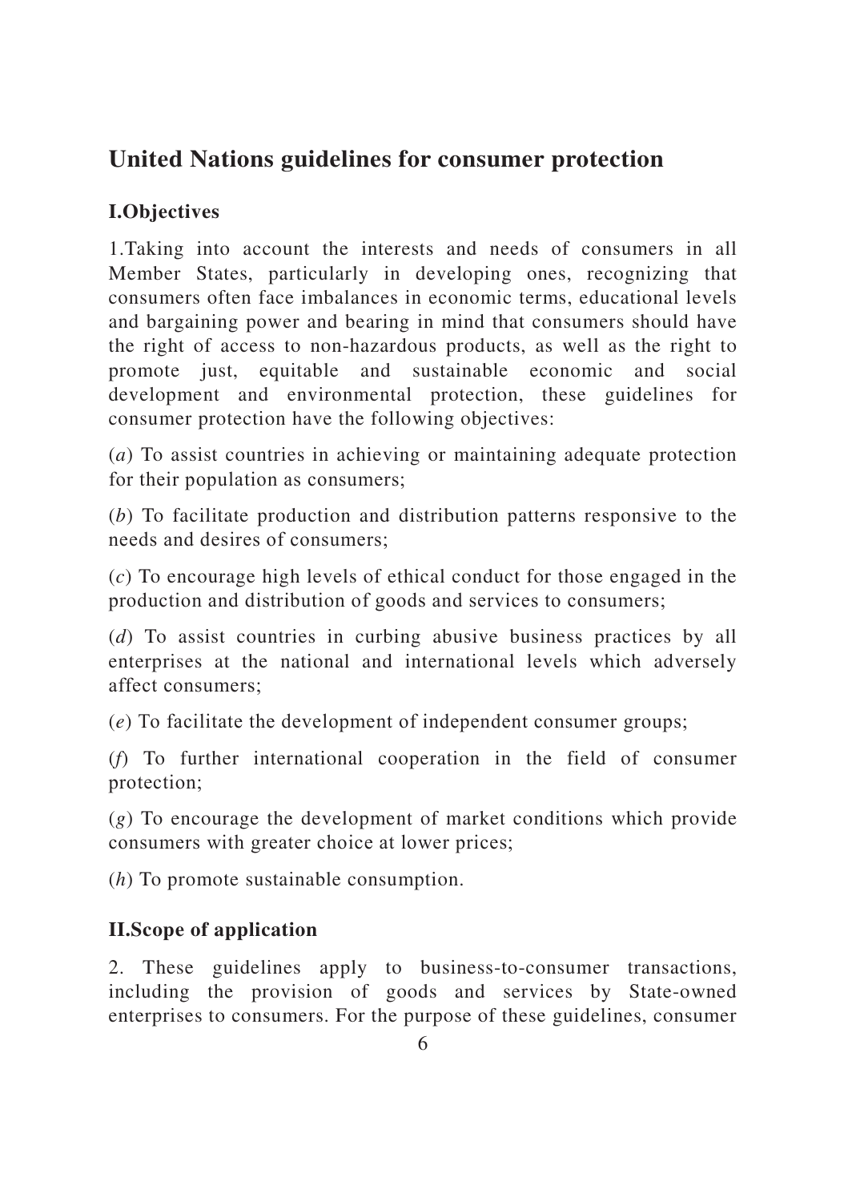# United Nations guidelines for consumer protection

## I.Objectives

1.Taking into account the interests and needs of consumers in all Member States, particularly in developing ones, recognizing that consumers often face imbalances in economic terms, educational levels and bargaining power and bearing in mind that consumers should have the right of access to non-hazardous products, as well as the right to promote just, equitable and sustainable economic and social development and environmental protection, these guidelines for consumer protection have the following objectives:

(*a*) To assist countries in achieving or maintaining adequate protection for their population as consumers;

(*b*) To facilitate production and distribution patterns responsive to the needs and desires of consumers;

(*c*) To encourage high levels of ethical conduct for those engaged in the production and distribution of goods and services to consumers;

(*d*) To assist countries in curbing abusive business practices by all enterprises at the national and international levels which adversely affect consumers;

(*e*) To facilitate the development of independent consumer groups;

(*f*) To further international cooperation in the field of consumer protection;

(*g*) To encourage the development of market conditions which provide consumers with greater choice at lower prices;

(*h*) To promote sustainable consumption.

## II.Scope of application

2. These guidelines apply to business-to-consumer transactions, including the provision of goods and services by State-owned enterprises to consumers. For the purpose of these guidelines, consumer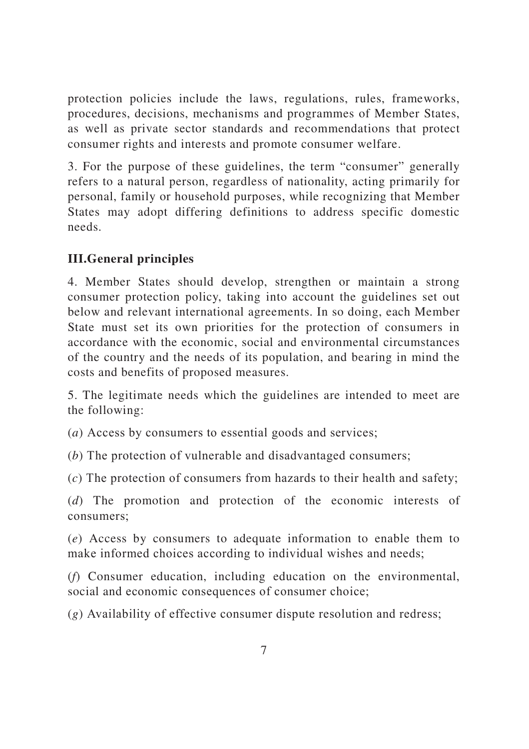protection policies include the laws, regulations, rules, frameworks, procedures, decisions, mechanisms and programmes of Member States, as well as private sector standards and recommendations that protect consumer rights and interests and promote consumer welfare.

3. For the purpose of these guidelines, the term “consumer” generally refers to a natural person, regardless of nationality, acting primarily for personal, family or household purposes, while recognizing that Member States may adopt differing definitions to address specific domestic needs.

## III.General principles

4. Member States should develop, strengthen or maintain a strong consumer protection policy, taking into account the guidelines set out below and relevant international agreements. In so doing, each Member State must set its own priorities for the protection of consumers in accordance with the economic, social and environmental circumstances of the country and the needs of its population, and bearing in mind the costs and benefits of proposed measures.

5. The legitimate needs which the guidelines are intended to meet are the following:

(*a*) Access by consumers to essential goods and services;

(*b*) The protection of vulnerable and disadvantaged consumers;

(*c*) The protection of consumers from hazards to their health and safety;

(*d*) The promotion and protection of the economic interests of consumers;

(*e*) Access by consumers to adequate information to enable them to make informed choices according to individual wishes and needs;

(*f*) Consumer education, including education on the environmental, social and economic consequences of consumer choice;

(*g*) Availability of effective consumer dispute resolution and redress;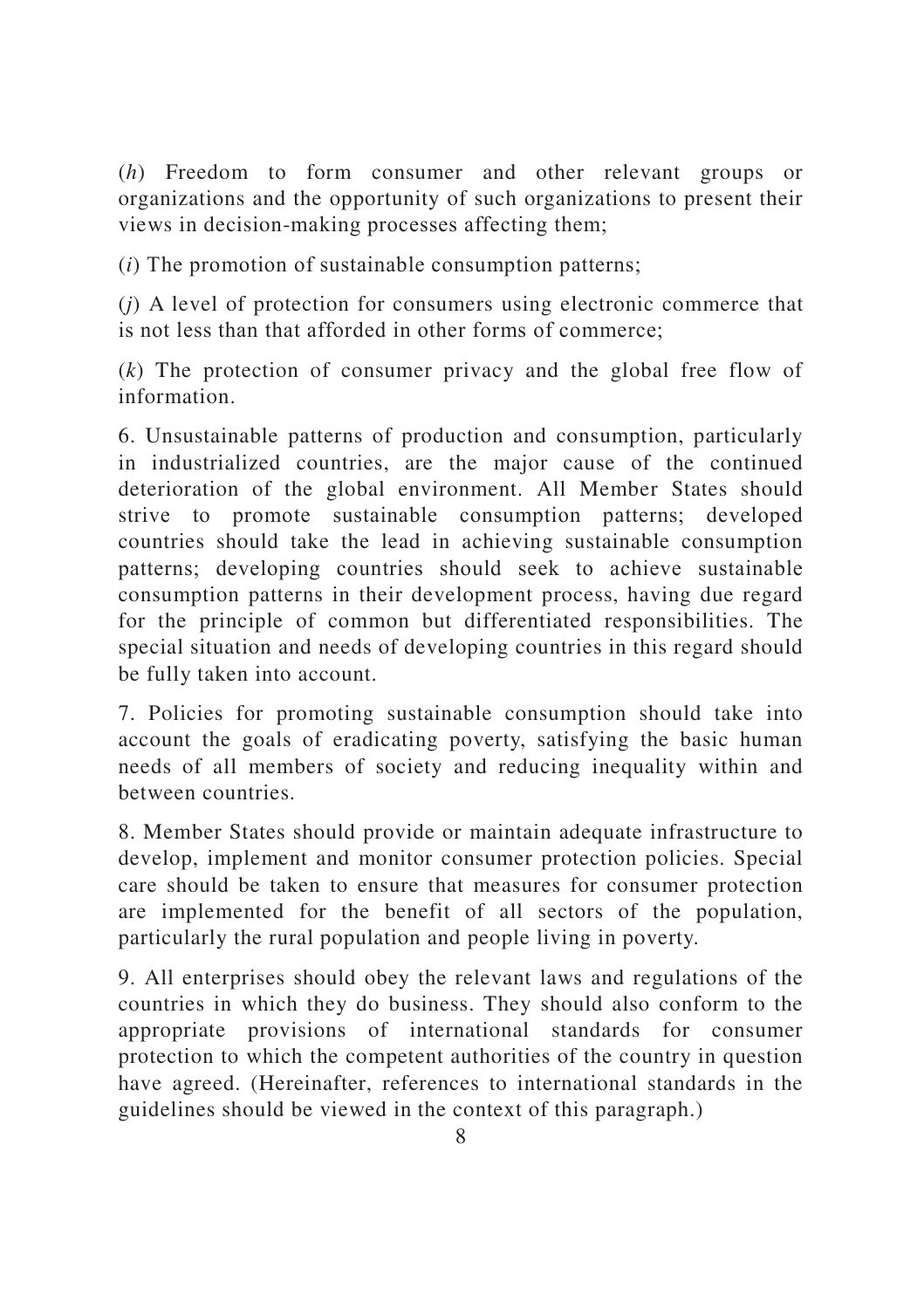(*h*) Freedom to form consumer and other relevant groups or organizations and the opportunity of such organizations to present their views in decision-making processes affecting them;

(*i*) The promotion of sustainable consumption patterns;

(*j*) A level of protection for consumers using electronic commerce that is not less than that afforded in other forms of commerce;

(*k*) The protection of consumer privacy and the global free flow of information.

6. Unsustainable patterns of production and consumption, particularly in industrialized countries, are the major cause of the continued deterioration of the global environment. All Member States should strive to promote sustainable consumption patterns; developed countries should take the lead in achieving sustainable consumption patterns; developing countries should seek to achieve sustainable consumption patterns in their development process, having due regard for the principle of common but differentiated responsibilities. The special situation and needs of developing countries in this regard should be fully taken into account.

7. Policies for promoting sustainable consumption should take into account the goals of eradicating poverty, satisfying the basic human needs of all members of society and reducing inequality within and between countries.

8. Member States should provide or maintain adequate infrastructure to develop, implement and monitor consumer protection policies. Special care should be taken to ensure that measures for consumer protection are implemented for the benefit of all sectors of the population, particularly the rural population and people living in poverty.

9. All enterprises should obey the relevant laws and regulations of the countries in which they do business. They should also conform to the appropriate provisions of international standards for consumer protection to which the competent authorities of the country in question have agreed. (Hereinafter, references to international standards in the guidelines should be viewed in the context of this paragraph.)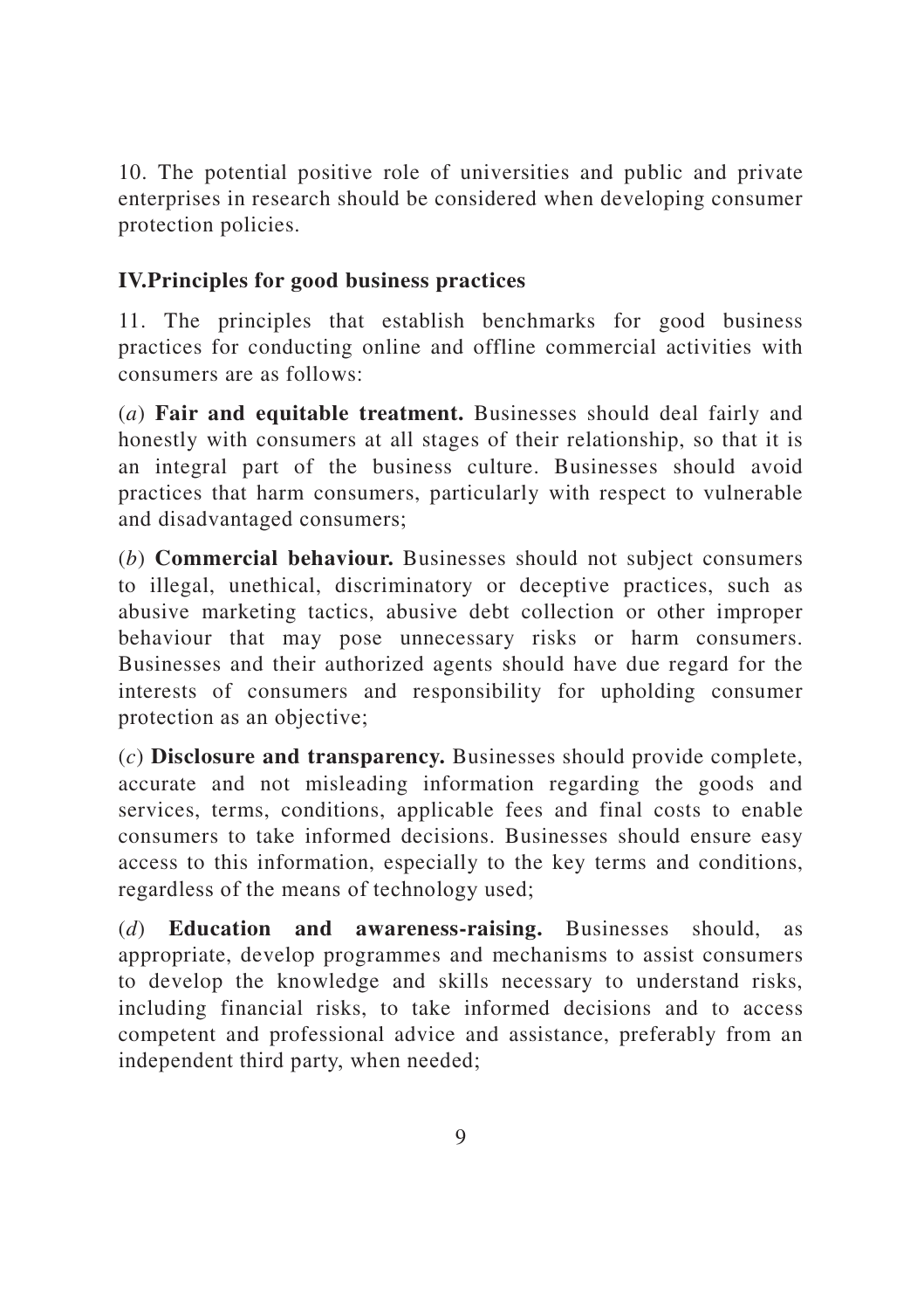10. The potential positive role of universities and public and private enterprises in research should be considered when developing consumer protection policies.

## IV. Principles for good business practices

11. The principles that establish benchmarks for good business practices for conducting online and offline commercial activities with consumers are as follows:

(*a*) **Fair and equitable treatment.** Businesses should deal fairly and honestly with consumers at all stages of their relationship, so that it is an integral part of the business culture. Businesses should avoid practices that harm consumers, particularly with respect to vulnerable and disadvantaged consumers;

(*b*) **Commercial behaviour.** Businesses should not subject consumers to illegal, unethical, discriminatory or deceptive practices, such as abusive marketing tactics, abusive debt collection or other improper behaviour that may pose unnecessary risks or harm consumers. Businesses and their authorized agents should have due regard for the interests of consumers and responsibility for upholding consumer protection as an objective;

(*c*) **Disclosure and transparency.** Businesses should provide complete, accurate and not misleading information regarding the goods and services, terms, conditions, applicable fees and final costs to enable consumers to take informed decisions. Businesses should ensure easy access to this information, especially to the key terms and conditions, regardless of the means of technology used;

(*d*) **Education and awareness-raising.** Businesses should, as appropriate, develop programmes and mechanisms to assist consumers to develop the knowledge and skills necessary to understand risks, including financial risks, to take informed decisions and to access competent and professional advice and assistance, preferably from an independent third party, when needed;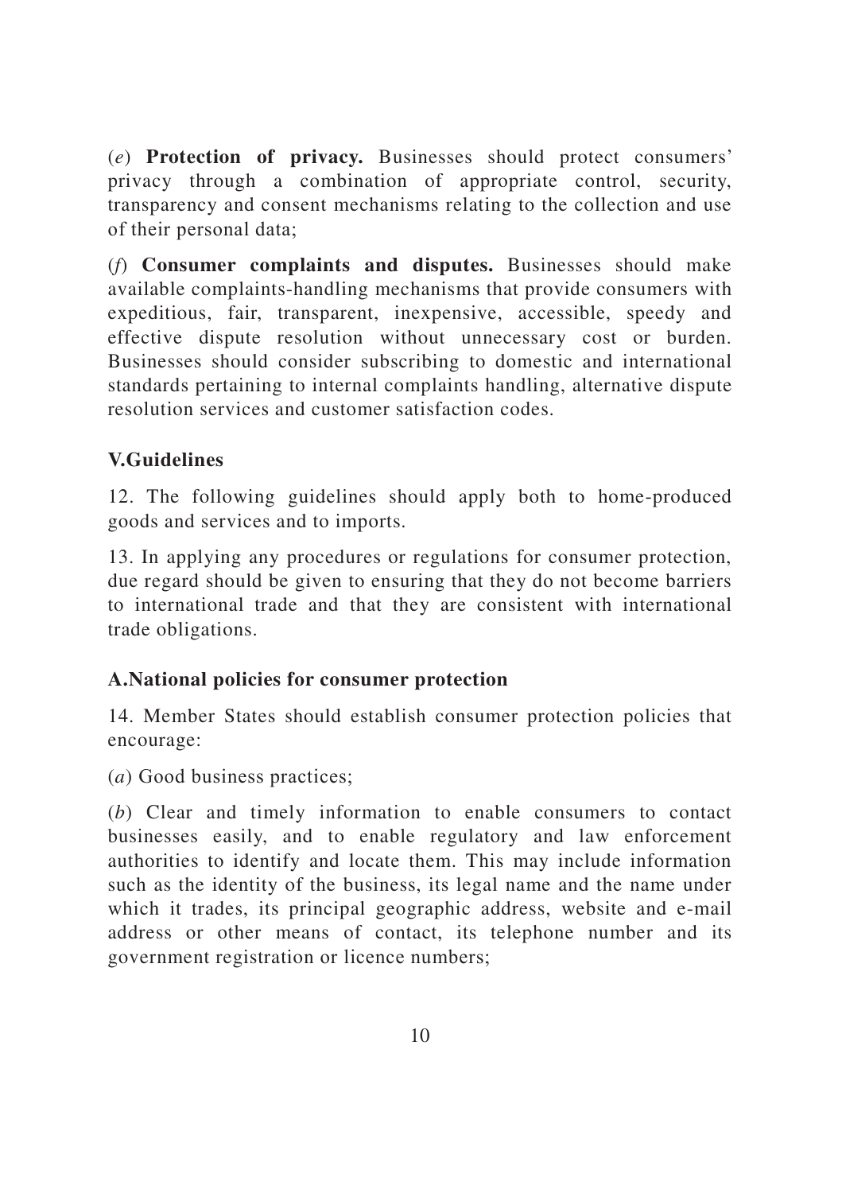(*e*) **Protection of privacy.** Businesses should protect consumers' privacy through a combination of appropriate control, security, transparency and consent mechanisms relating to the collection and use of their personal data;

(*f*) **Consumer complaints and disputes.** Businesses should make available complaints-handling mechanisms that provide consumers with expeditious, fair, transparent, inexpensive, accessible, speedy and effective dispute resolution without unnecessary cost or burden. Businesses should consider subscribing to domestic and international standards pertaining to internal complaints handling, alternative dispute resolution services and customer satisfaction codes.

## V.Guidelines

12. The following guidelines should apply both to home-produced goods and services and to imports.

13. In applying any procedures or regulations for consumer protection, due regard should be given to ensuring that they do not become barriers to international trade and that they are consistent with international trade obligations.

### A.National policies for consumer protection

14. Member States should establish consumer protection policies that encourage:

(*a*) Good business practices;

(*b*) Clear and timely information to enable consumers to contact businesses easily, and to enable regulatory and law enforcement authorities to identify and locate them. This may include information such as the identity of the business, its legal name and the name under which it trades, its principal geographic address, website and e-mail address or other means of contact, its telephone number and its government registration or licence numbers;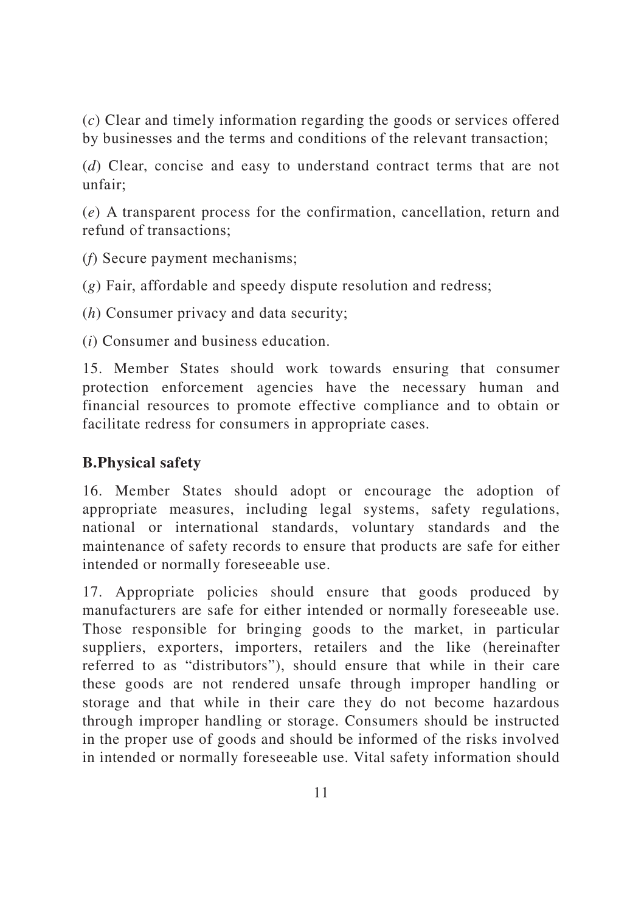(*c*) Clear and timely information regarding the goods or services offered by businesses and the terms and conditions of the relevant transaction;

(*d*) Clear, concise and easy to understand contract terms that are not unfair;

(*e*) A transparent process for the confirmation, cancellation, return and refund of transactions;

(*f*) Secure payment mechanisms;

(*g*) Fair, affordable and speedy dispute resolution and redress;

(*h*) Consumer privacy and data security;

(*i*) Consumer and business education.

15. Member States should work towards ensuring that consumer protection enforcement agencies have the necessary human and financial resources to promote effective compliance and to obtain or facilitate redress for consumers in appropriate cases.

**B.Physical safety**

16. Member States should adopt or encourage the adoption of appropriate measures, including legal systems, safety regulations, national or international standards, voluntary standards and the maintenance of safety records to ensure that products are safe for either intended or normally foreseeable use.

17. Appropriate policies should ensure that goods produced by manufacturers are safe for either intended or normally foreseeable use. Those responsible for bringing goods to the market, in particular suppliers, exporters, importers, retailers and the like (hereinafter referred to as "distributors"), should ensure that while in their care these goods are not rendered unsafe through improper handling or storage and that while in their care they do not become hazardous through improper handling or storage. Consumers should be instructed in the proper use of goods and should be informed of the risks involved in intended or normally foreseeable use. Vital safety information should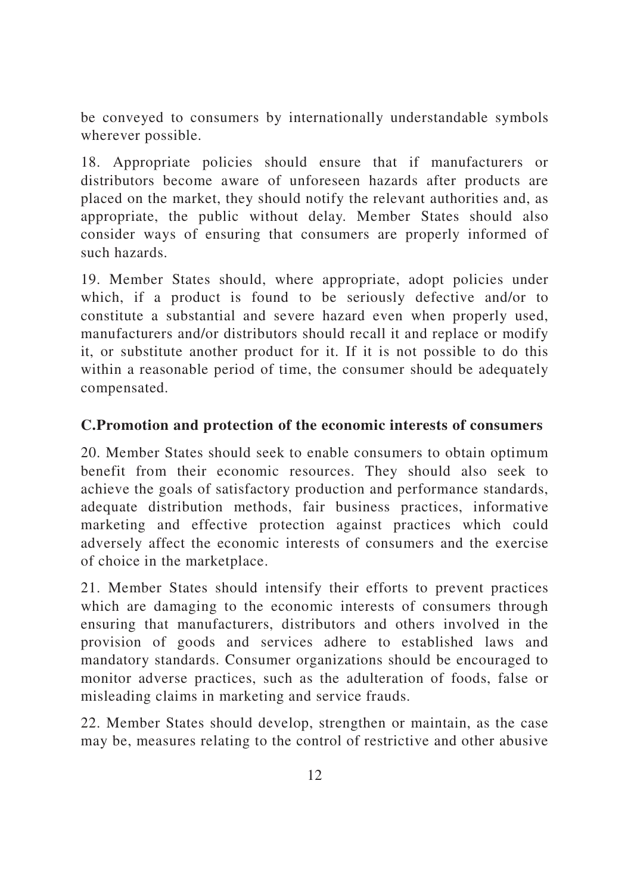be conveyed to consumers by internationally understandable symbols wherever possible.

18. Appropriate policies should ensure that if manufacturers or distributors become aware of unforeseen hazards after products are placed on the market, they should notify the relevant authorities and, as appropriate, the public without delay. Member States should also consider ways of ensuring that consumers are properly informed of such hazards.

19. Member States should, where appropriate, adopt policies under which, if a product is found to be seriously defective and/or to constitute a substantial and severe hazard even when properly used, manufacturers and/or distributors should recall it and replace or modify it, or substitute another product for it. If it is not possible to do this within a reasonable period of time, the consumer should be adequately compensated.

### C.Promotion and protection of the economic interests of consumers

20. Member States should seek to enable consumers to obtain optimum benefit from their economic resources. They should also seek to achieve the goals of satisfactory production and performance standards, adequate distribution methods, fair business practices, informative marketing and effective protection against practices which could adversely affect the economic interests of consumers and the exercise of choice in the marketplace.

21. Member States should intensify their efforts to prevent practices which are damaging to the economic interests of consumers through ensuring that manufacturers, distributors and others involved in the provision of goods and services adhere to established laws and mandatory standards. Consumer organizations should be encouraged to monitor adverse practices, such as the adulteration of foods, false or misleading claims in marketing and service frauds.

22. Member States should develop, strengthen or maintain, as the case may be, measures relating to the control of restrictive and other abusive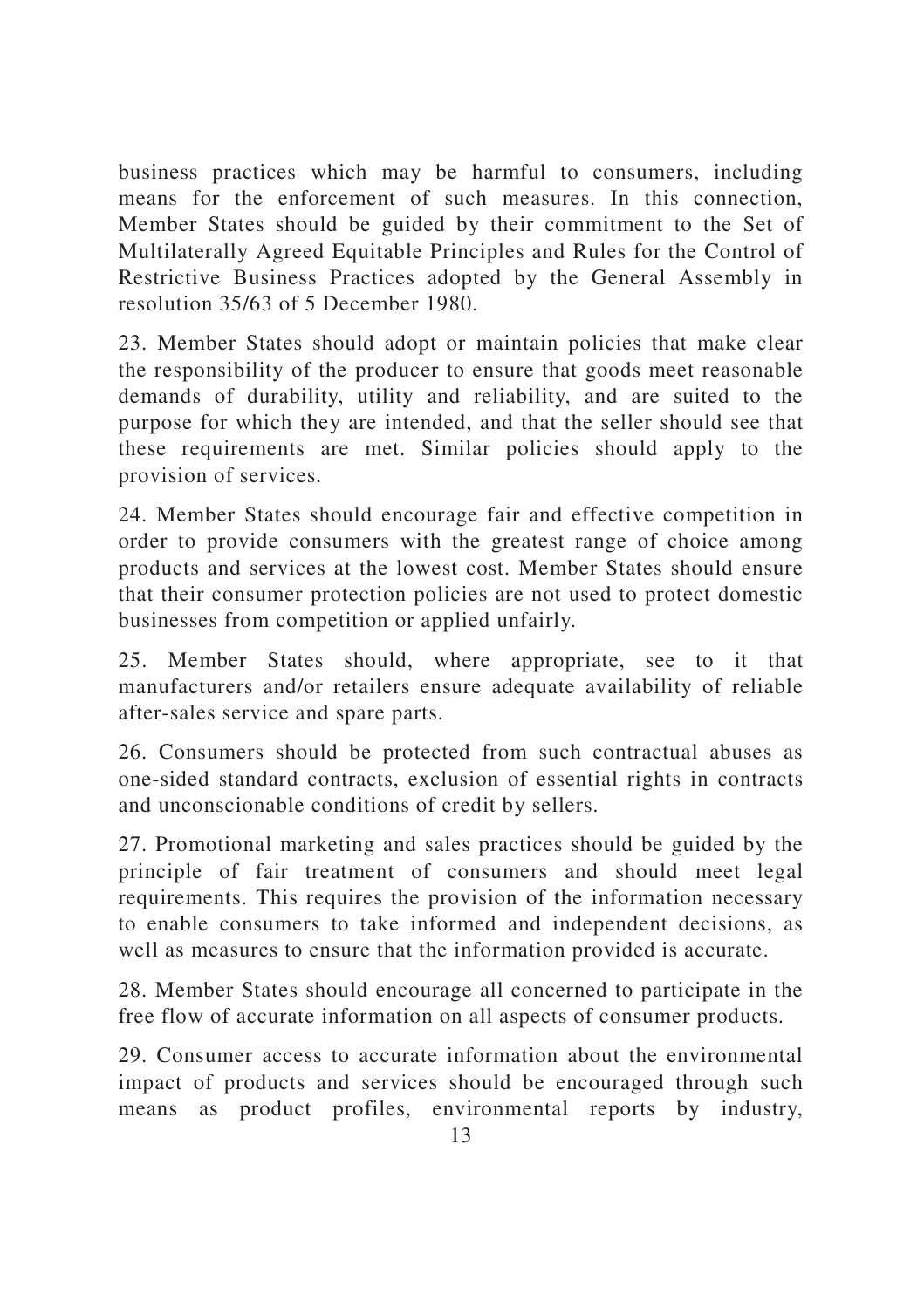business practices which may be harmful to consumers, including means for the enforcement of such measures. In this connection, Member States should be guided by their commitment to the Set of Multilaterally Agreed Equitable Principles and Rules for the Control of Restrictive Business Practices adopted by the General Assembly in resolution 35/63 of 5 December 1980.

23. Member States should adopt or maintain policies that make clear the responsibility of the producer to ensure that goods meet reasonable demands of durability, utility and reliability, and are suited to the purpose for which they are intended, and that the seller should see that these requirements are met. Similar policies should apply to the provision of services.

24. Member States should encourage fair and effective competition in order to provide consumers with the greatest range of choice among products and services at the lowest cost. Member States should ensure that their consumer protection policies are not used to protect domestic businesses from competition or applied unfairly.

25. Member States should, where appropriate, see to it that manufacturers and/or retailers ensure adequate availability of reliable after-sales service and spare parts.

26. Consumers should be protected from such contractual abuses as one-sided standard contracts, exclusion of essential rights in contracts and unconscionable conditions of credit by sellers.

27. Promotional marketing and sales practices should be guided by the principle of fair treatment of consumers and should meet legal requirements. This requires the provision of the information necessary to enable consumers to take informed and independent decisions, as well as measures to ensure that the information provided is accurate.

28. Member States should encourage all concerned to participate in the free flow of accurate information on all aspects of consumer products.

29. Consumer access to accurate information about the environmental impact of products and services should be encouraged through such means as product profiles, environmental reports by industry,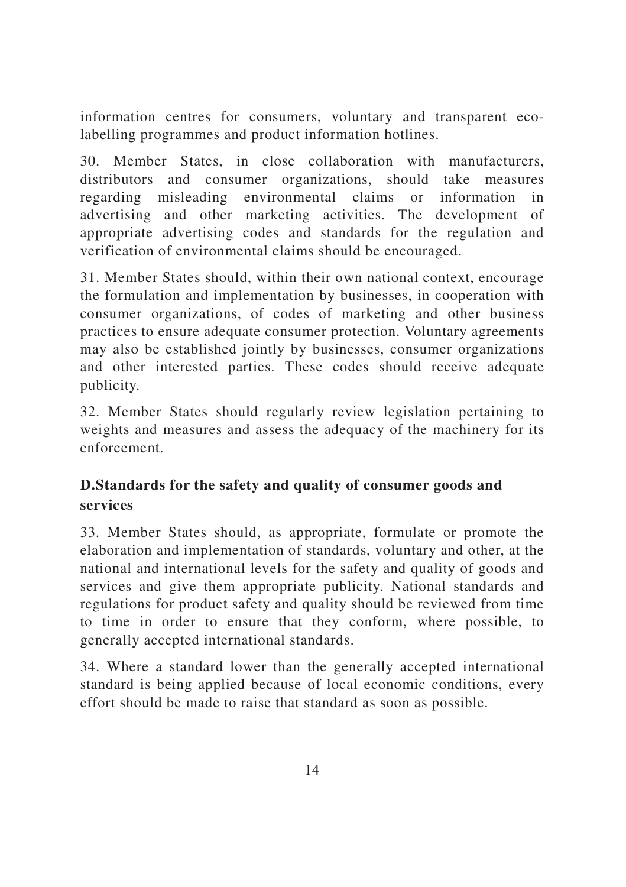information centres for consumers, voluntary and transparent eco-labelling programmes and product information hotlines.

30. Member States, in close collaboration with manufacturers, distributors and consumer organizations, should take measures regarding misleading environmental claims or information in advertising and other marketing activities. The development of appropriate advertising codes and standards for the regulation and verification of environmental claims should be encouraged.

31. Member States should, within their own national context, encourage the formulation and implementation by businesses, in cooperation with consumer organizations, of codes of marketing and other business practices to ensure adequate consumer protection. Voluntary agreements may also be established jointly by businesses, consumer organizations and other interested parties. These codes should receive adequate publicity.

32. Member States should regularly review legislation pertaining to weights and measures and assess the adequacy of the machinery for its enforcement.

### D.Standards for the safety and quality of consumer goods and services

33. Member States should, as appropriate, formulate or promote the elaboration and implementation of standards, voluntary and other, at the national and international levels for the safety and quality of goods and services and give them appropriate publicity. National standards and regulations for product safety and quality should be reviewed from time to time in order to ensure that they conform, where possible, to generally accepted international standards.

34. Where a standard lower than the generally accepted international standard is being applied because of local economic conditions, every effort should be made to raise that standard as soon as possible.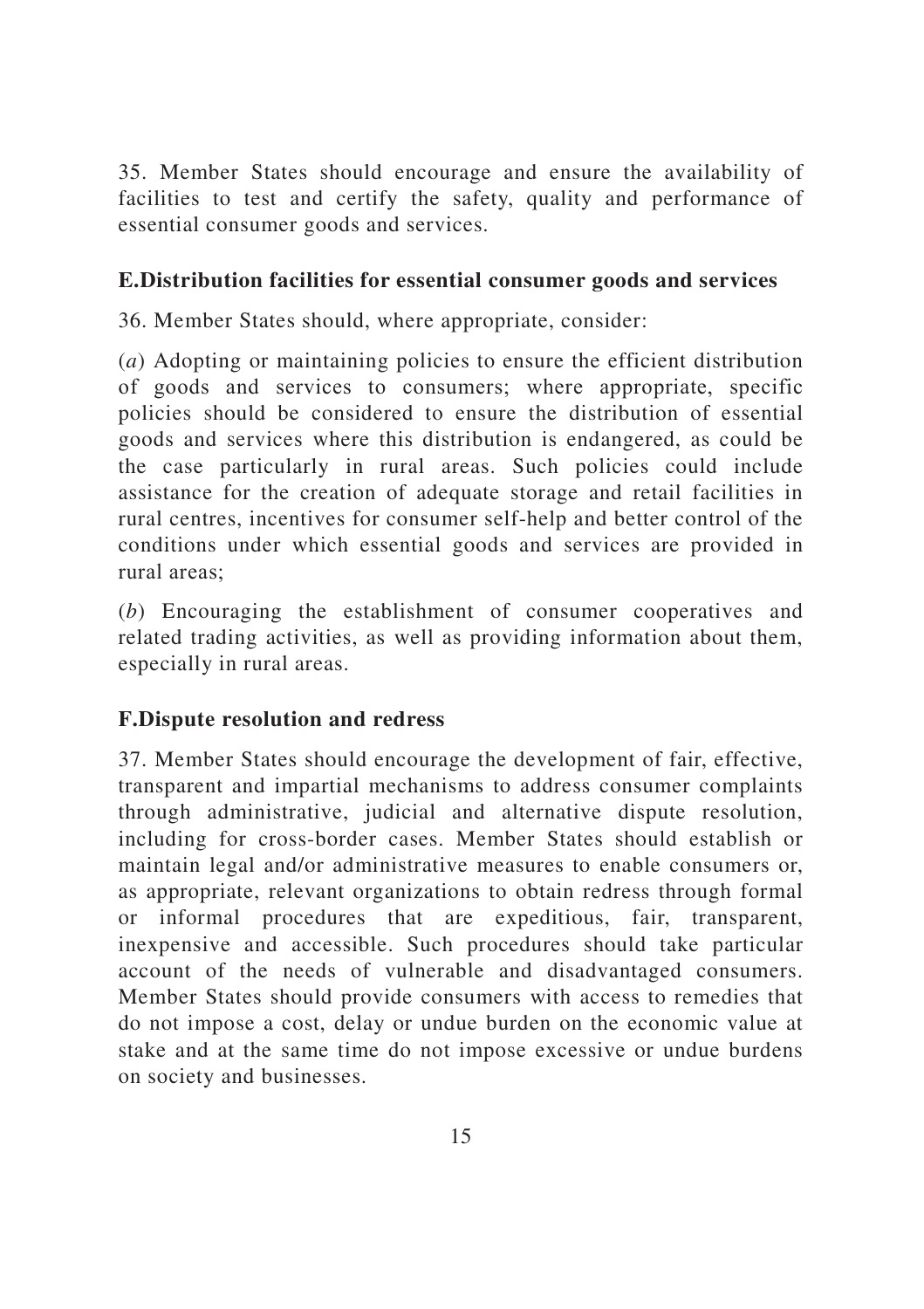35. Member States should encourage and ensure the availability of facilities to test and certify the safety, quality and performance of essential consumer goods and services.

### E.Distribution facilities for essential consumer goods and services

36. Member States should, where appropriate, consider:

(*a*) Adopting or maintaining policies to ensure the efficient distribution of goods and services to consumers; where appropriate, specific policies should be considered to ensure the distribution of essential goods and services where this distribution is endangered, as could be the case particularly in rural areas. Such policies could include assistance for the creation of adequate storage and retail facilities in rural centres, incentives for consumer self-help and better control of the conditions under which essential goods and services are provided in rural areas;

(*b*) Encouraging the establishment of consumer cooperatives and related trading activities, as well as providing information about them, especially in rural areas.

### F.Dispute resolution and redress

37. Member States should encourage the development of fair, effective, transparent and impartial mechanisms to address consumer complaints through administrative, judicial and alternative dispute resolution, including for cross-border cases. Member States should establish or maintain legal and/or administrative measures to enable consumers or, as appropriate, relevant organizations to obtain redress through formal or informal procedures that are expeditious, fair, transparent, inexpensive and accessible. Such procedures should take particular account of the needs of vulnerable and disadvantaged consumers. Member States should provide consumers with access to remedies that do not impose a cost, delay or undue burden on the economic value at stake and at the same time do not impose excessive or undue burdens on society and businesses.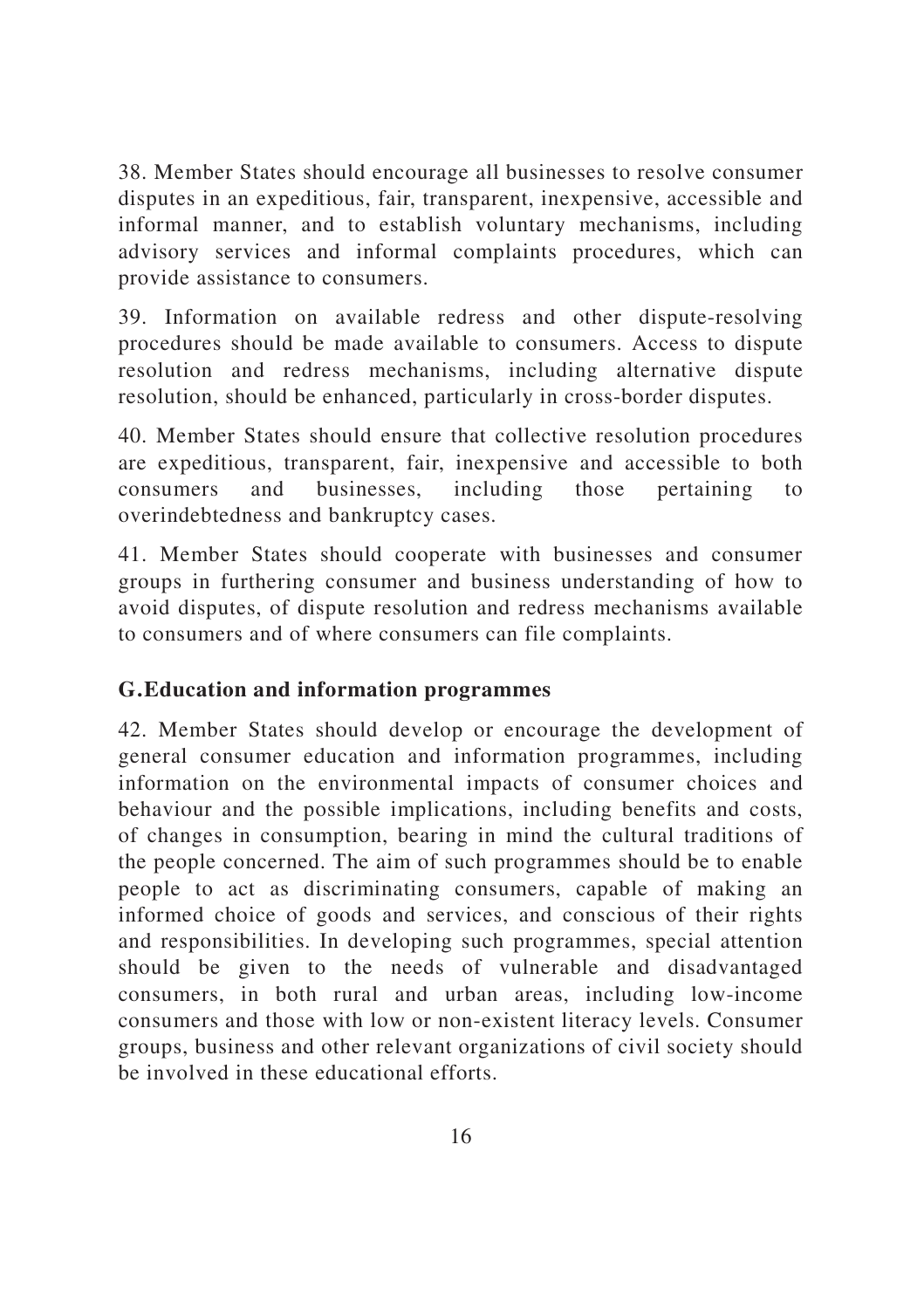38. Member States should encourage all businesses to resolve consumer disputes in an expeditious, fair, transparent, inexpensive, accessible and informal manner, and to establish voluntary mechanisms, including advisory services and informal complaints procedures, which can provide assistance to consumers.

39. Information on available redress and other dispute-resolving procedures should be made available to consumers. Access to dispute resolution and redress mechanisms, including alternative dispute resolution, should be enhanced, particularly in cross-border disputes.

40. Member States should ensure that collective resolution procedures are expeditious, transparent, fair, inexpensive and accessible to both consumers and businesses, including those pertaining to overindebtedness and bankruptcy cases.

41. Member States should cooperate with businesses and consumer groups in furthering consumer and business understanding of how to avoid disputes, of dispute resolution and redress mechanisms available to consumers and of where consumers can file complaints.

## G. Education and information programmes

42. Member States should develop or encourage the development of general consumer education and information programmes, including information on the environmental impacts of consumer choices and behaviour and the possible implications, including benefits and costs, of changes in consumption, bearing in mind the cultural traditions of the people concerned. The aim of such programmes should be to enable people to act as discriminating consumers, capable of making an informed choice of goods and services, and conscious of their rights and responsibilities. In developing such programmes, special attention should be given to the needs of vulnerable and disadvantaged consumers, in both rural and urban areas, including low-income consumers and those with low or non-existent literacy levels. Consumer groups, business and other relevant organizations of civil society should be involved in these educational efforts.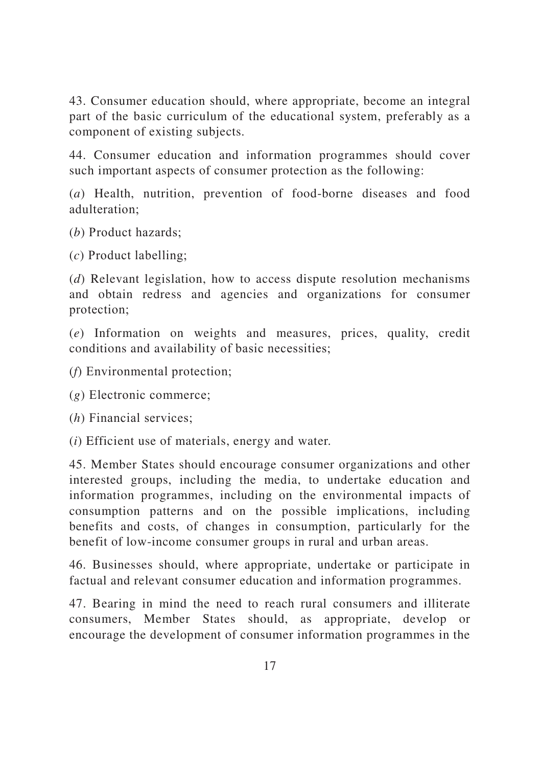43. Consumer education should, where appropriate, become an integral part of the basic curriculum of the educational system, preferably as a component of existing subjects.

44. Consumer education and information programmes should cover such important aspects of consumer protection as the following:

(*a*) Health, nutrition, prevention of food-borne diseases and food adulteration;

(*b*) Product hazards;

(*c*) Product labelling;

(*d*) Relevant legislation, how to access dispute resolution mechanisms and obtain redress and agencies and organizations for consumer protection;

(*e*) Information on weights and measures, prices, quality, credit conditions and availability of basic necessities;

(*f*) Environmental protection;

(*g*) Electronic commerce;

(*h*) Financial services;

(*i*) Efficient use of materials, energy and water.

45. Member States should encourage consumer organizations and other interested groups, including the media, to undertake education and information programmes, including on the environmental impacts of consumption patterns and on the possible implications, including benefits and costs, of changes in consumption, particularly for the benefit of low-income consumer groups in rural and urban areas.

46. Businesses should, where appropriate, undertake or participate in factual and relevant consumer education and information programmes.

47. Bearing in mind the need to reach rural consumers and illiterate consumers, Member States should, as appropriate, develop or encourage the development of consumer information programmes in the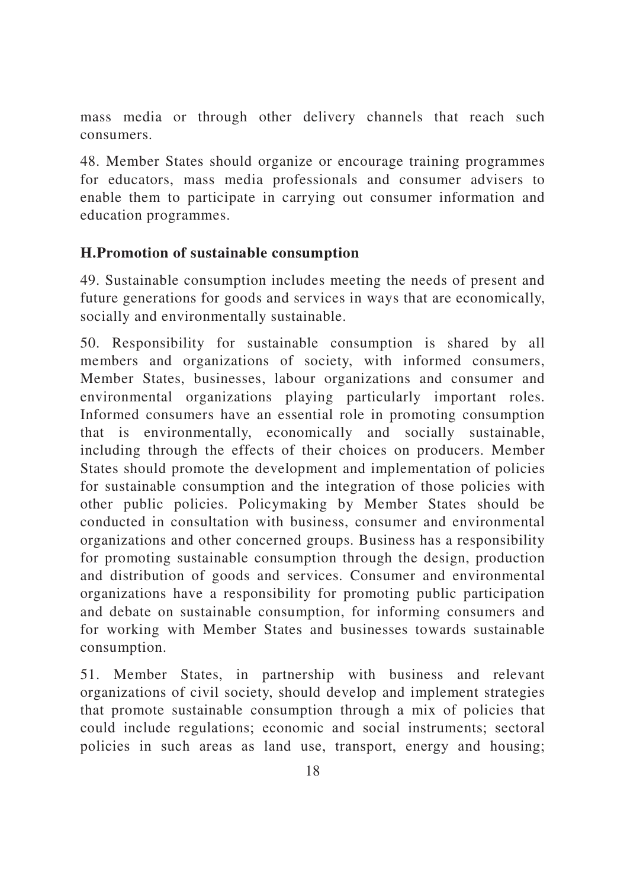mass media or through other delivery channels that reach such consumers.

48. Member States should organize or encourage training programmes for educators, mass media professionals and consumer advisers to enable them to participate in carrying out consumer information and education programmes.

### H.Promotion of sustainable consumption

49. Sustainable consumption includes meeting the needs of present and future generations for goods and services in ways that are economically, socially and environmentally sustainable.

50. Responsibility for sustainable consumption is shared by all members and organizations of society, with informed consumers, Member States, businesses, labour organizations and consumer and environmental organizations playing particularly important roles. Informed consumers have an essential role in promoting consumption that is environmentally, economically and socially sustainable, including through the effects of their choices on producers. Member States should promote the development and implementation of policies for sustainable consumption and the integration of those policies with other public policies. Policymaking by Member States should be conducted in consultation with business, consumer and environmental organizations and other concerned groups. Business has a responsibility for promoting sustainable consumption through the design, production and distribution of goods and services. Consumer and environmental organizations have a responsibility for promoting public participation and debate on sustainable consumption, for informing consumers and for working with Member States and businesses towards sustainable consumption.

51. Member States, in partnership with business and relevant organizations of civil society, should develop and implement strategies that promote sustainable consumption through a mix of policies that could include regulations; economic and social instruments; sectoral policies in such areas as land use, transport, energy and housing;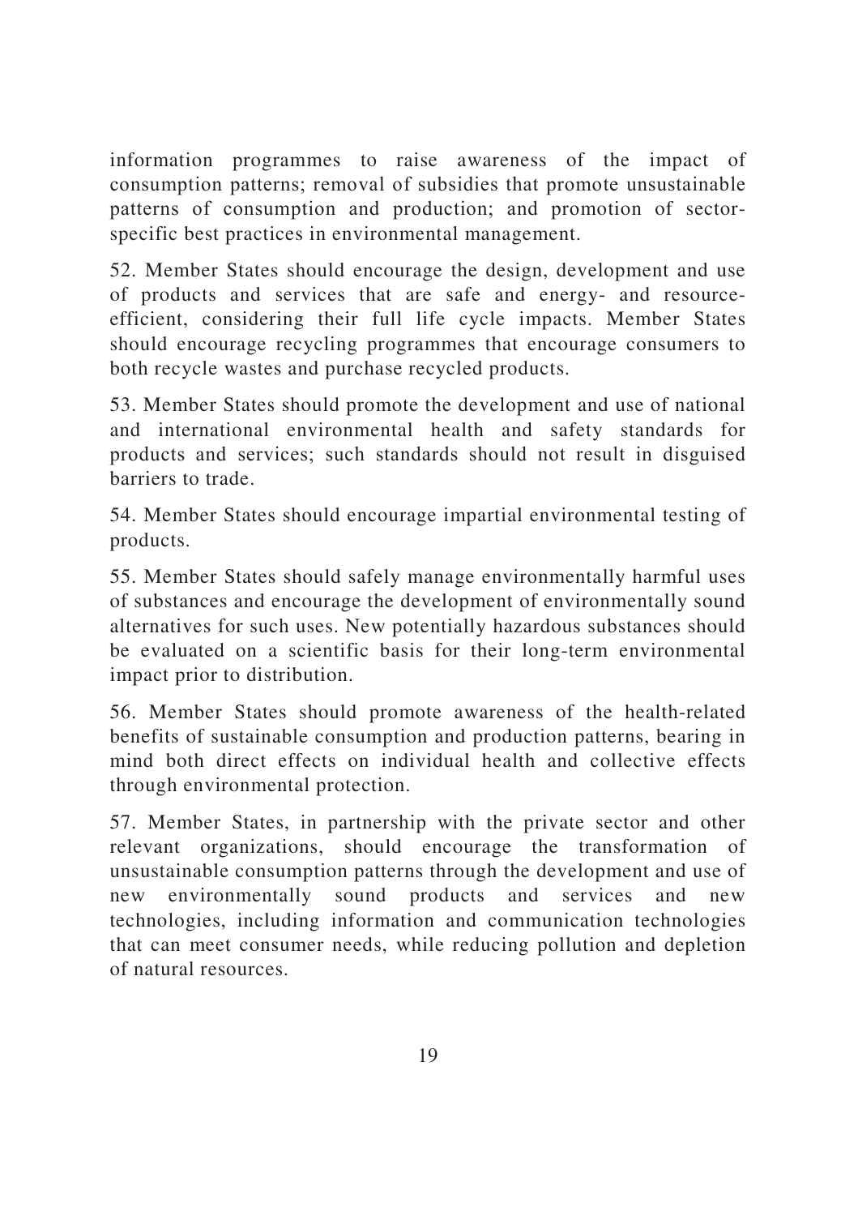information programmes to raise awareness of the impact of consumption patterns; removal of subsidies that promote unsustainable patterns of consumption and production; and promotion of sector-specific best practices in environmental management.

52. Member States should encourage the design, development and use of products and services that are safe and energy- and resource-efficient, considering their full life cycle impacts. Member States should encourage recycling programmes that encourage consumers to both recycle wastes and purchase recycled products.

53. Member States should promote the development and use of national and international environmental health and safety standards for products and services; such standards should not result in disguised barriers to trade.

54. Member States should encourage impartial environmental testing of products.

55. Member States should safely manage environmentally harmful uses of substances and encourage the development of environmentally sound alternatives for such uses. New potentially hazardous substances should be evaluated on a scientific basis for their long-term environmental impact prior to distribution.

56. Member States should promote awareness of the health-related benefits of sustainable consumption and production patterns, bearing in mind both direct effects on individual health and collective effects through environmental protection.

57. Member States, in partnership with the private sector and other relevant organizations, should encourage the transformation of unsustainable consumption patterns through the development and use of new environmentally sound products and services and new technologies, including information and communication technologies that can meet consumer needs, while reducing pollution and depletion of natural resources.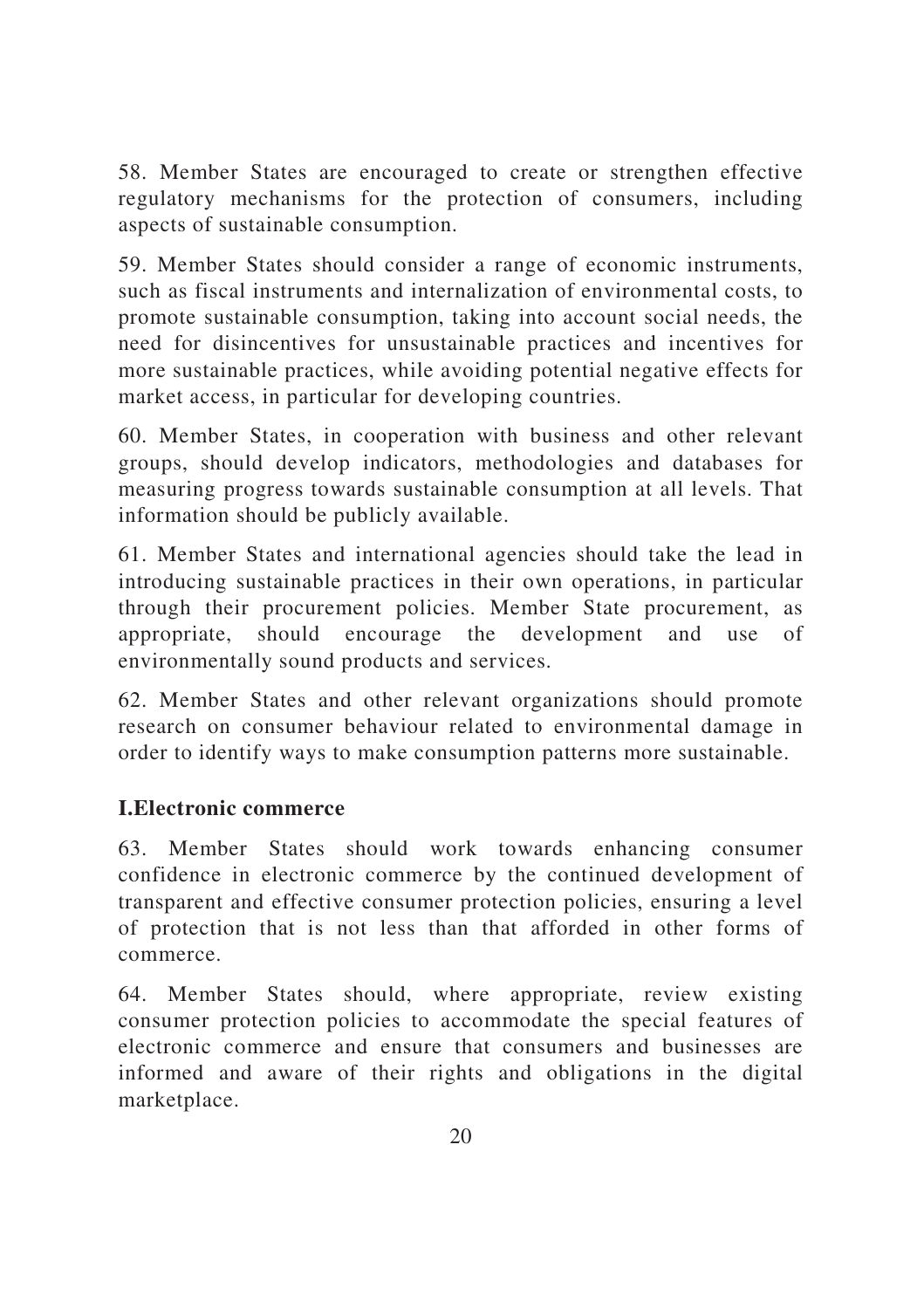58. Member States are encouraged to create or strengthen effective regulatory mechanisms for the protection of consumers, including aspects of sustainable consumption.

59. Member States should consider a range of economic instruments, such as fiscal instruments and internalization of environmental costs, to promote sustainable consumption, taking into account social needs, the need for disincentives for unsustainable practices and incentives for more sustainable practices, while avoiding potential negative effects for market access, in particular for developing countries.

60. Member States, in cooperation with business and other relevant groups, should develop indicators, methodologies and databases for measuring progress towards sustainable consumption at all levels. That information should be publicly available.

61. Member States and international agencies should take the lead in introducing sustainable practices in their own operations, in particular through their procurement policies. Member State procurement, as appropriate, should encourage the development and use of environmentally sound products and services.

62. Member States and other relevant organizations should promote research on consumer behaviour related to environmental damage in order to identify ways to make consumption patterns more sustainable.

**I.Electronic commerce**

63. Member States should work towards enhancing consumer confidence in electronic commerce by the continued development of transparent and effective consumer protection policies, ensuring a level of protection that is not less than that afforded in other forms of commerce.

64. Member States should, where appropriate, review existing consumer protection policies to accommodate the special features of electronic commerce and ensure that consumers and businesses are informed and aware of their rights and obligations in the digital marketplace.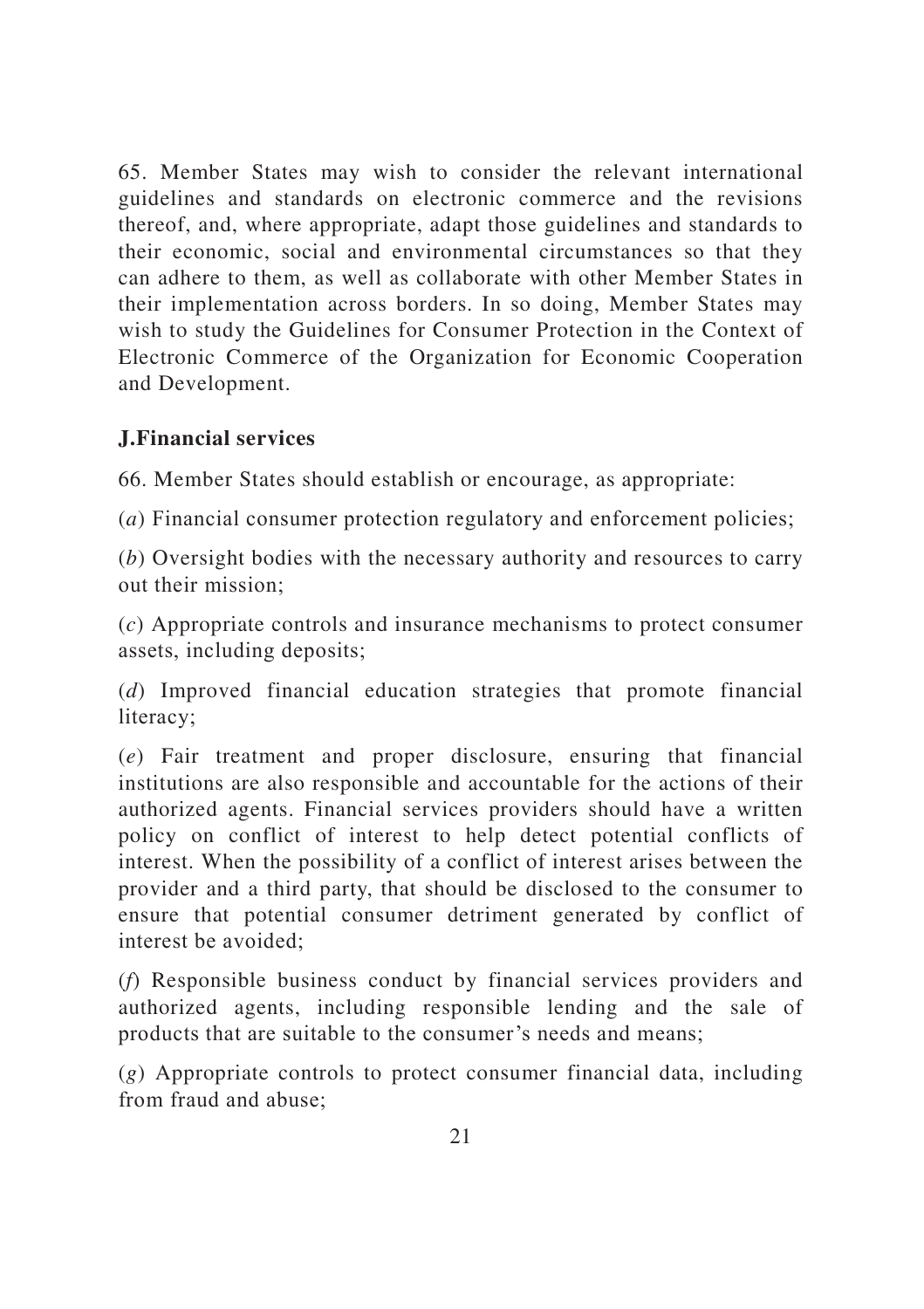65. Member States may wish to consider the relevant international guidelines and standards on electronic commerce and the revisions thereof, and, where appropriate, adapt those guidelines and standards to their economic, social and environmental circumstances so that they can adhere to them, as well as collaborate with other Member States in their implementation across borders. In so doing, Member States may wish to study the Guidelines for Consumer Protection in the Context of Electronic Commerce of the Organization for Economic Cooperation and Development.

### J. Financial services

66. Member States should establish or encourage, as appropriate:

(*a*) Financial consumer protection regulatory and enforcement policies;

(*b*) Oversight bodies with the necessary authority and resources to carry out their mission;

(*c*) Appropriate controls and insurance mechanisms to protect consumer assets, including deposits;

(*d*) Improved financial education strategies that promote financial literacy;

(*e*) Fair treatment and proper disclosure, ensuring that financial institutions are also responsible and accountable for the actions of their authorized agents. Financial services providers should have a written policy on conflict of interest to help detect potential conflicts of interest. When the possibility of a conflict of interest arises between the provider and a third party, that should be disclosed to the consumer to ensure that potential consumer detriment generated by conflict of interest be avoided;

(*f*) Responsible business conduct by financial services providers and authorized agents, including responsible lending and the sale of products that are suitable to the consumer's needs and means;

(*g*) Appropriate controls to protect consumer financial data, including from fraud and abuse;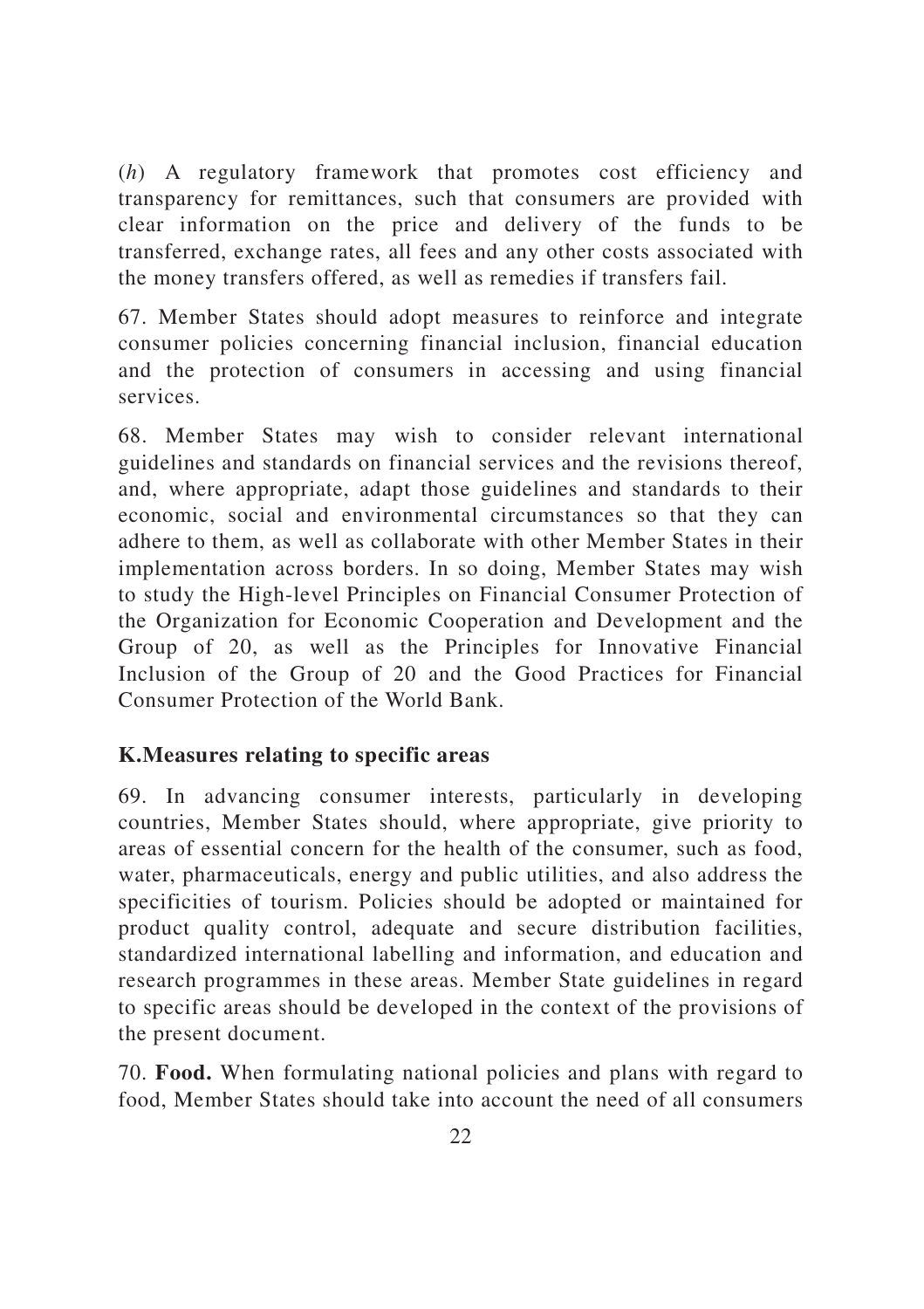(*h*) A regulatory framework that promotes cost efficiency and transparency for remittances, such that consumers are provided with clear information on the price and delivery of the funds to be transferred, exchange rates, all fees and any other costs associated with the money transfers offered, as well as remedies if transfers fail.

67. Member States should adopt measures to reinforce and integrate consumer policies concerning financial inclusion, financial education and the protection of consumers in accessing and using financial services.

68. Member States may wish to consider relevant international guidelines and standards on financial services and the revisions thereof, and, where appropriate, adapt those guidelines and standards to their economic, social and environmental circumstances so that they can adhere to them, as well as collaborate with other Member States in their implementation across borders. In so doing, Member States may wish to study the High-level Principles on Financial Consumer Protection of the Organization for Economic Cooperation and Development and the Group of 20, as well as the Principles for Innovative Financial Inclusion of the Group of 20 and the Good Practices for Financial Consumer Protection of the World Bank.

## K.Measures relating to specific areas

69. In advancing consumer interests, particularly in developing countries, Member States should, where appropriate, give priority to areas of essential concern for the health of the consumer, such as food, water, pharmaceuticals, energy and public utilities, and also address the specificities of tourism. Policies should be adopted or maintained for product quality control, adequate and secure distribution facilities, standardized international labelling and information, and education and research programmes in these areas. Member State guidelines in regard to specific areas should be developed in the context of the provisions of the present document.

70. **Food.** When formulating national policies and plans with regard to food, Member States should take into account the need of all consumers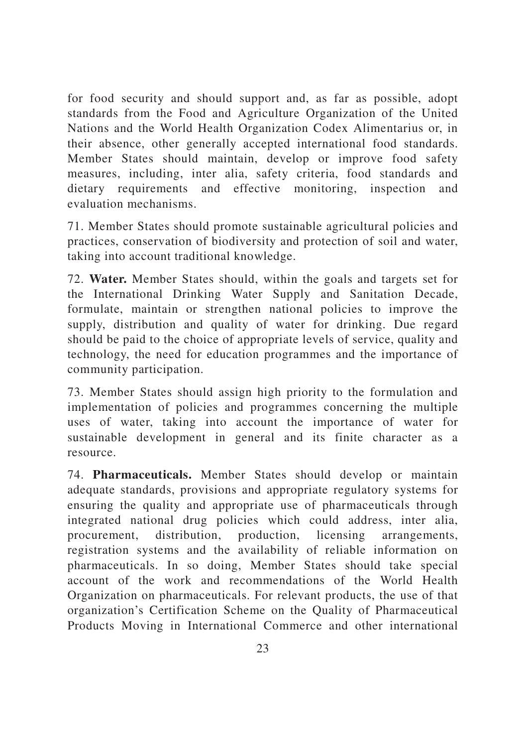for food security and should support and, as far as possible, adopt standards from the Food and Agriculture Organization of the United Nations and the World Health Organization Codex Alimentarius or, in their absence, other generally accepted international food standards. Member States should maintain, develop or improve food safety measures, including, inter alia, safety criteria, food standards and dietary requirements and effective monitoring, inspection and evaluation mechanisms.

71. Member States should promote sustainable agricultural policies and practices, conservation of biodiversity and protection of soil and water, taking into account traditional knowledge.

72. **Water.** Member States should, within the goals and targets set for the International Drinking Water Supply and Sanitation Decade, formulate, maintain or strengthen national policies to improve the supply, distribution and quality of water for drinking. Due regard should be paid to the choice of appropriate levels of service, quality and technology, the need for education programmes and the importance of community participation.

73. Member States should assign high priority to the formulation and implementation of policies and programmes concerning the multiple uses of water, taking into account the importance of water for sustainable development in general and its finite character as a resource.

74. **Pharmaceuticals.** Member States should develop or maintain adequate standards, provisions and appropriate regulatory systems for ensuring the quality and appropriate use of pharmaceuticals through integrated national drug policies which could address, inter alia, procurement, distribution, production, licensing arrangements, registration systems and the availability of reliable information on pharmaceuticals. In so doing, Member States should take special account of the work and recommendations of the World Health Organization on pharmaceuticals. For relevant products, the use of that organization's Certification Scheme on the Quality of Pharmaceutical Products Moving in International Commerce and other international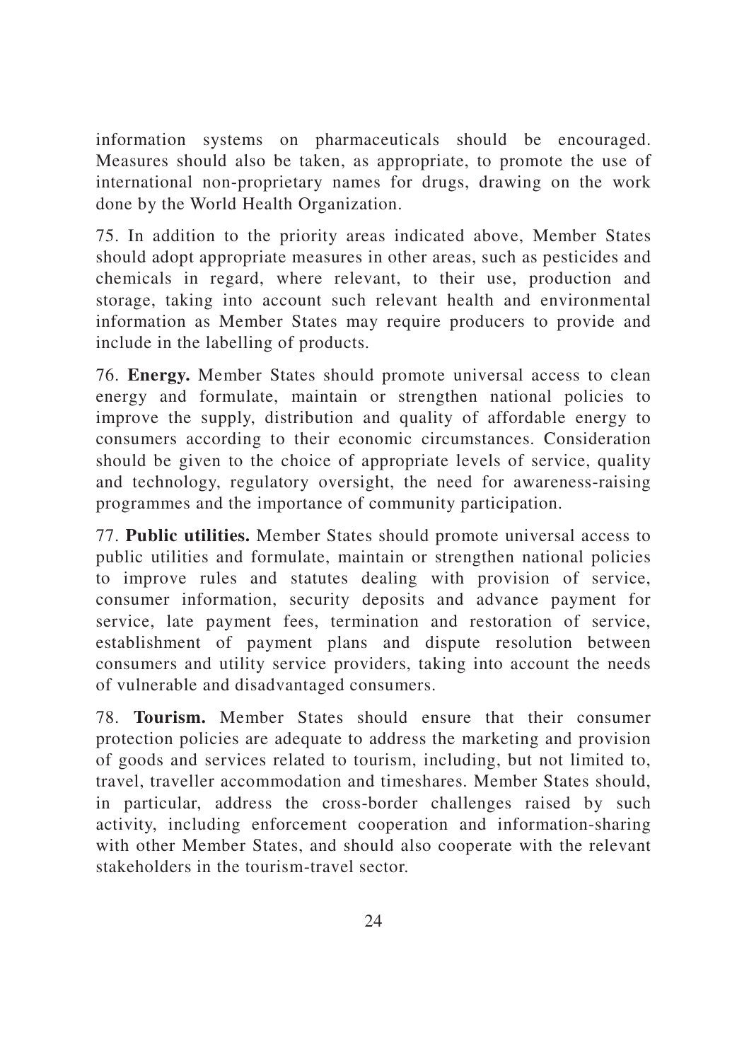information systems on pharmaceuticals should be encouraged. Measures should also be taken, as appropriate, to promote the use of international non-proprietary names for drugs, drawing on the work done by the World Health Organization.

75. In addition to the priority areas indicated above, Member States should adopt appropriate measures in other areas, such as pesticides and chemicals in regard, where relevant, to their use, production and storage, taking into account such relevant health and environmental information as Member States may require producers to provide and include in the labelling of products.

76. **Energy.** Member States should promote universal access to clean energy and formulate, maintain or strengthen national policies to improve the supply, distribution and quality of affordable energy to consumers according to their economic circumstances. Consideration should be given to the choice of appropriate levels of service, quality and technology, regulatory oversight, the need for awareness-raising programmes and the importance of community participation.

77. **Public utilities.** Member States should promote universal access to public utilities and formulate, maintain or strengthen national policies to improve rules and statutes dealing with provision of service, consumer information, security deposits and advance payment for service, late payment fees, termination and restoration of service, establishment of payment plans and dispute resolution between consumers and utility service providers, taking into account the needs of vulnerable and disadvantaged consumers.

78. **Tourism.** Member States should ensure that their consumer protection policies are adequate to address the marketing and provision of goods and services related to tourism, including, but not limited to, travel, traveller accommodation and timeshares. Member States should, in particular, address the cross-border challenges raised by such activity, including enforcement cooperation and information-sharing with other Member States, and should also cooperate with the relevant stakeholders in the tourism-travel sector.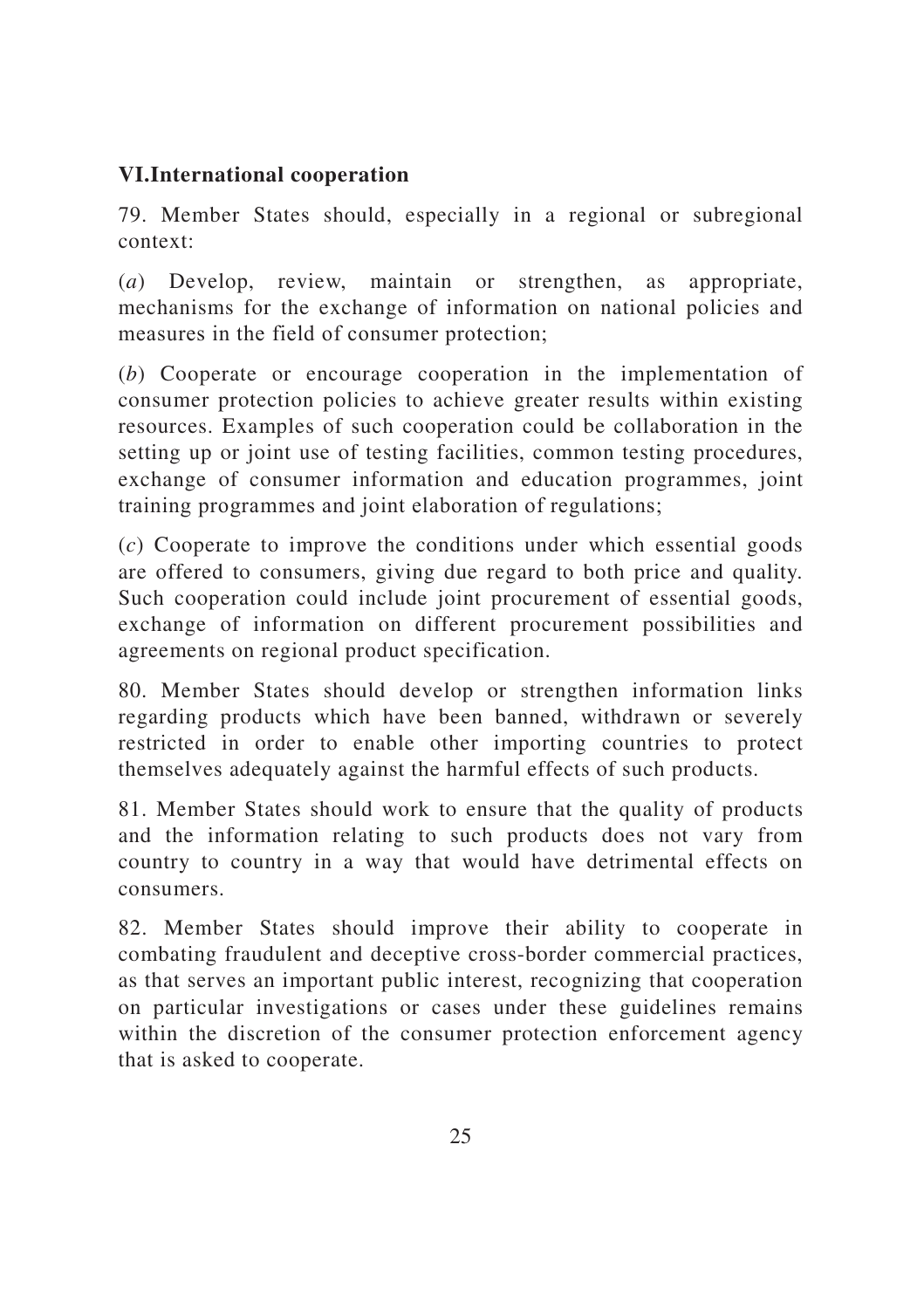## VI.International cooperation

79. Member States should, especially in a regional or subregional context:

(*a*) Develop, review, maintain or strengthen, as appropriate, mechanisms for the exchange of information on national policies and measures in the field of consumer protection;

(*b*) Cooperate or encourage cooperation in the implementation of consumer protection policies to achieve greater results within existing resources. Examples of such cooperation could be collaboration in the setting up or joint use of testing facilities, common testing procedures, exchange of consumer information and education programmes, joint training programmes and joint elaboration of regulations;

(*c*) Cooperate to improve the conditions under which essential goods are offered to consumers, giving due regard to both price and quality. Such cooperation could include joint procurement of essential goods, exchange of information on different procurement possibilities and agreements on regional product specification.

80. Member States should develop or strengthen information links regarding products which have been banned, withdrawn or severely restricted in order to enable other importing countries to protect themselves adequately against the harmful effects of such products.

81. Member States should work to ensure that the quality of products and the information relating to such products does not vary from country to country in a way that would have detrimental effects on consumers.

82. Member States should improve their ability to cooperate in combating fraudulent and deceptive cross-border commercial practices, as that serves an important public interest, recognizing that cooperation on particular investigations or cases under these guidelines remains within the discretion of the consumer protection enforcement agency that is asked to cooperate.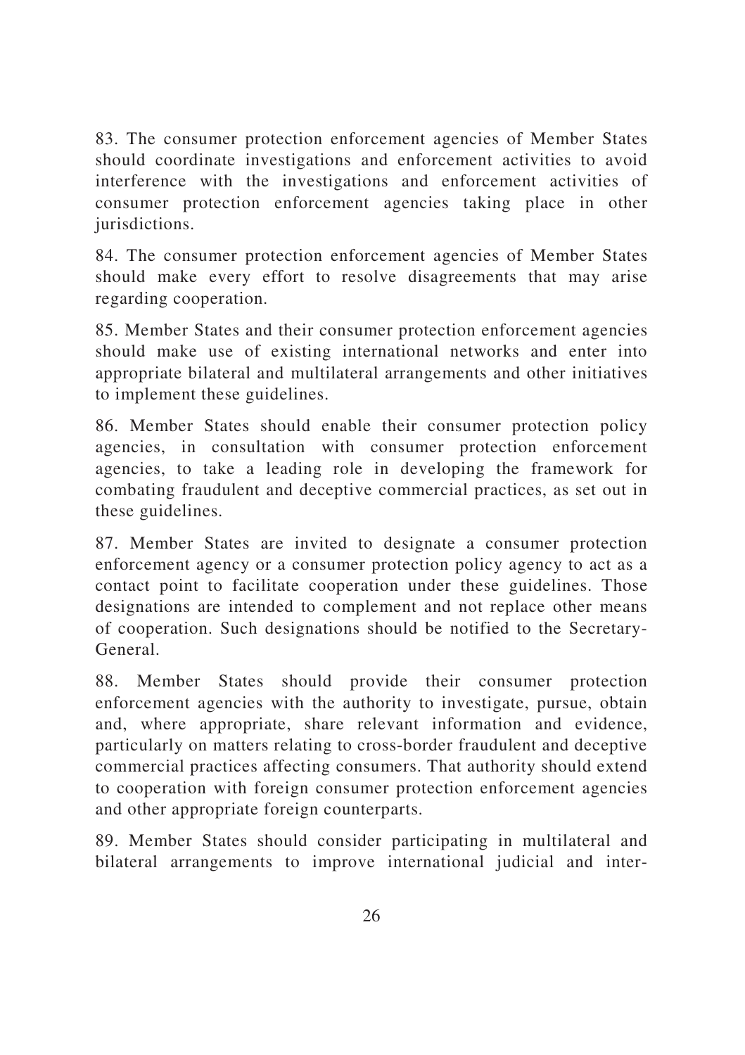83. The consumer protection enforcement agencies of Member States should coordinate investigations and enforcement activities to avoid interference with the investigations and enforcement activities of consumer protection enforcement agencies taking place in other jurisdictions.

84. The consumer protection enforcement agencies of Member States should make every effort to resolve disagreements that may arise regarding cooperation.

85. Member States and their consumer protection enforcement agencies should make use of existing international networks and enter into appropriate bilateral and multilateral arrangements and other initiatives to implement these guidelines.

86. Member States should enable their consumer protection policy agencies, in consultation with consumer protection enforcement agencies, to take a leading role in developing the framework for combating fraudulent and deceptive commercial practices, as set out in these guidelines.

87. Member States are invited to designate a consumer protection enforcement agency or a consumer protection policy agency to act as a contact point to facilitate cooperation under these guidelines. Those designations are intended to complement and not replace other means of cooperation. Such designations should be notified to the Secretary-General.

88. Member States should provide their consumer protection enforcement agencies with the authority to investigate, pursue, obtain and, where appropriate, share relevant information and evidence, particularly on matters relating to cross-border fraudulent and deceptive commercial practices affecting consumers. That authority should extend to cooperation with foreign consumer protection enforcement agencies and other appropriate foreign counterparts.

89. Member States should consider participating in multilateral and bilateral arrangements to improve international judicial and inter-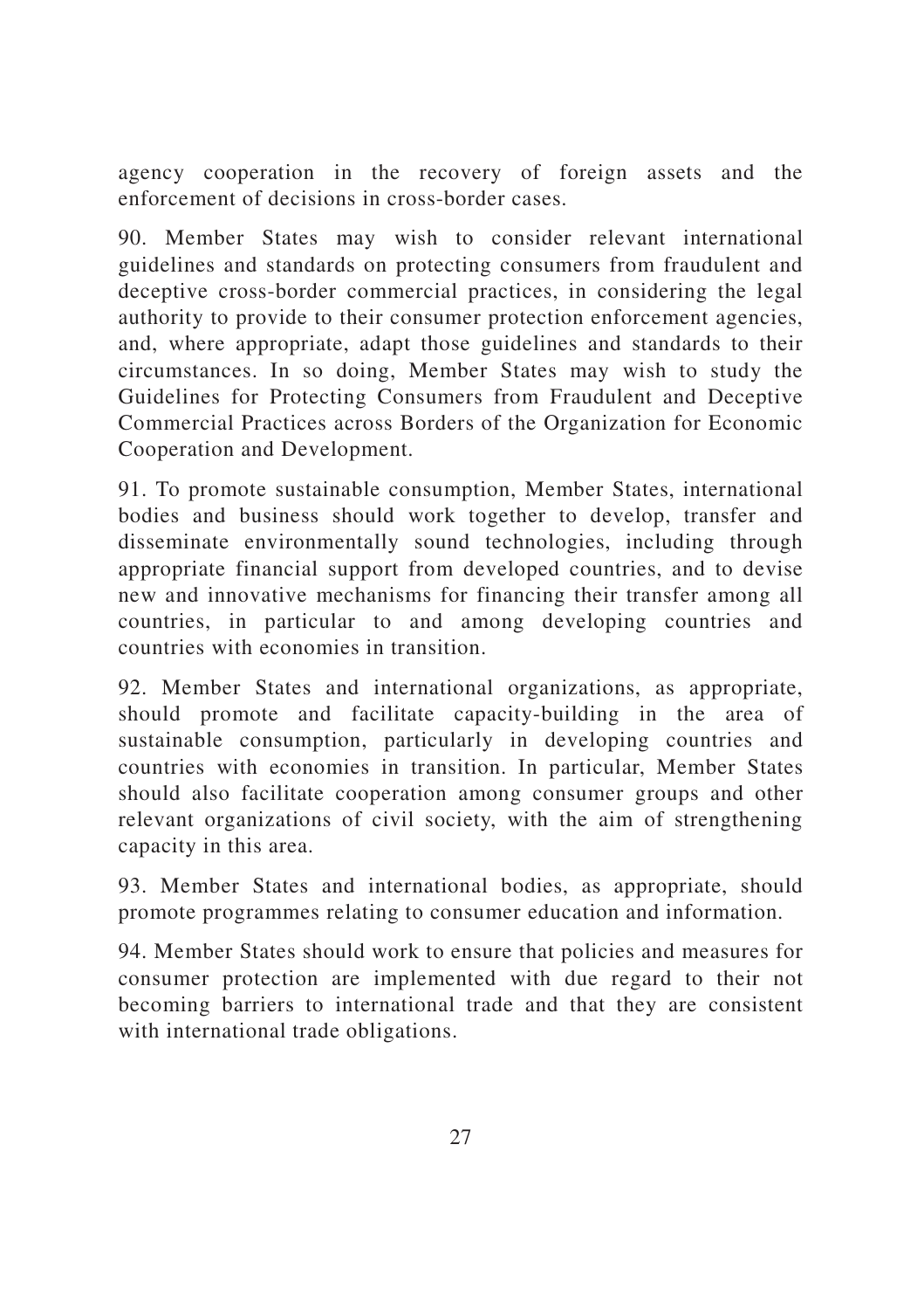agency cooperation in the recovery of foreign assets and the enforcement of decisions in cross-border cases.

90. Member States may wish to consider relevant international guidelines and standards on protecting consumers from fraudulent and deceptive cross-border commercial practices, in considering the legal authority to provide to their consumer protection enforcement agencies, and, where appropriate, adapt those guidelines and standards to their circumstances. In so doing, Member States may wish to study the Guidelines for Protecting Consumers from Fraudulent and Deceptive Commercial Practices across Borders of the Organization for Economic Cooperation and Development.

91. To promote sustainable consumption, Member States, international bodies and business should work together to develop, transfer and disseminate environmentally sound technologies, including through appropriate financial support from developed countries, and to devise new and innovative mechanisms for financing their transfer among all countries, in particular to and among developing countries and countries with economies in transition.

92. Member States and international organizations, as appropriate, should promote and facilitate capacity-building in the area of sustainable consumption, particularly in developing countries and countries with economies in transition. In particular, Member States should also facilitate cooperation among consumer groups and other relevant organizations of civil society, with the aim of strengthening capacity in this area.

93. Member States and international bodies, as appropriate, should promote programmes relating to consumer education and information.

94. Member States should work to ensure that policies and measures for consumer protection are implemented with due regard to their not becoming barriers to international trade and that they are consistent with international trade obligations.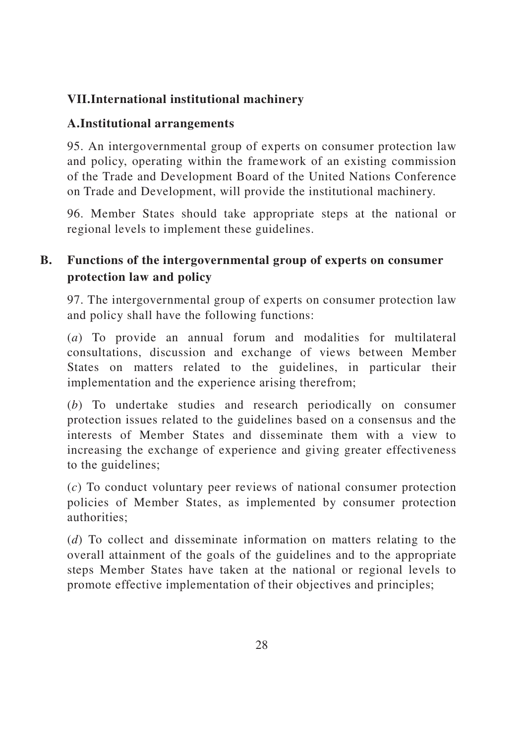## VII.International institutional machinery

### A.Institutional arrangements

95. An intergovernmental group of experts on consumer protection law and policy, operating within the framework of an existing commission of the Trade and Development Board of the United Nations Conference on Trade and Development, will provide the institutional machinery.

96. Member States should take appropriate steps at the national or regional levels to implement these guidelines.

### B. Functions of the intergovernmental group of experts on consumer protection law and policy

97. The intergovernmental group of experts on consumer protection law and policy shall have the following functions:

(*a*) To provide an annual forum and modalities for multilateral consultations, discussion and exchange of views between Member States on matters related to the guidelines, in particular their implementation and the experience arising therefrom;

(*b*) To undertake studies and research periodically on consumer protection issues related to the guidelines based on a consensus and the interests of Member States and disseminate them with a view to increasing the exchange of experience and giving greater effectiveness to the guidelines;

(*c*) To conduct voluntary peer reviews of national consumer protection policies of Member States, as implemented by consumer protection authorities;

(*d*) To collect and disseminate information on matters relating to the overall attainment of the goals of the guidelines and to the appropriate steps Member States have taken at the national or regional levels to promote effective implementation of their objectives and principles;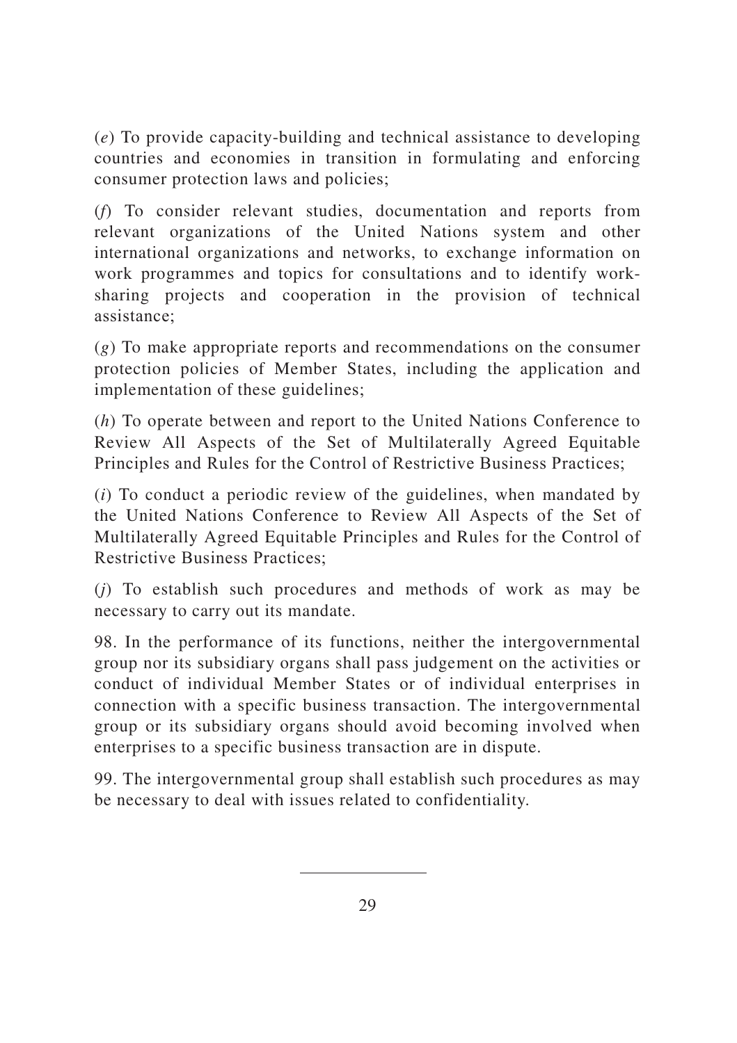(*e*) To provide capacity-building and technical assistance to developing countries and economies in transition in formulating and enforcing consumer protection laws and policies;

(*f*) To consider relevant studies, documentation and reports from relevant organizations of the United Nations system and other international organizations and networks, to exchange information on work programmes and topics for consultations and to identify work-sharing projects and cooperation in the provision of technical assistance;

(*g*) To make appropriate reports and recommendations on the consumer protection policies of Member States, including the application and implementation of these guidelines;

(*h*) To operate between and report to the United Nations Conference to Review All Aspects of the Set of Multilaterally Agreed Equitable Principles and Rules for the Control of Restrictive Business Practices;

(*i*) To conduct a periodic review of the guidelines, when mandated by the United Nations Conference to Review All Aspects of the Set of Multilaterally Agreed Equitable Principles and Rules for the Control of Restrictive Business Practices;

(*j*) To establish such procedures and methods of work as may be necessary to carry out its mandate.

98. In the performance of its functions, neither the intergovernmental group nor its subsidiary organs shall pass judgement on the activities or conduct of individual Member States or of individual enterprises in connection with a specific business transaction. The intergovernmental group or its subsidiary organs should avoid becoming involved when enterprises to a specific business transaction are in dispute.

99. The intergovernmental group shall establish such procedures as may be necessary to deal with issues related to confidentiality.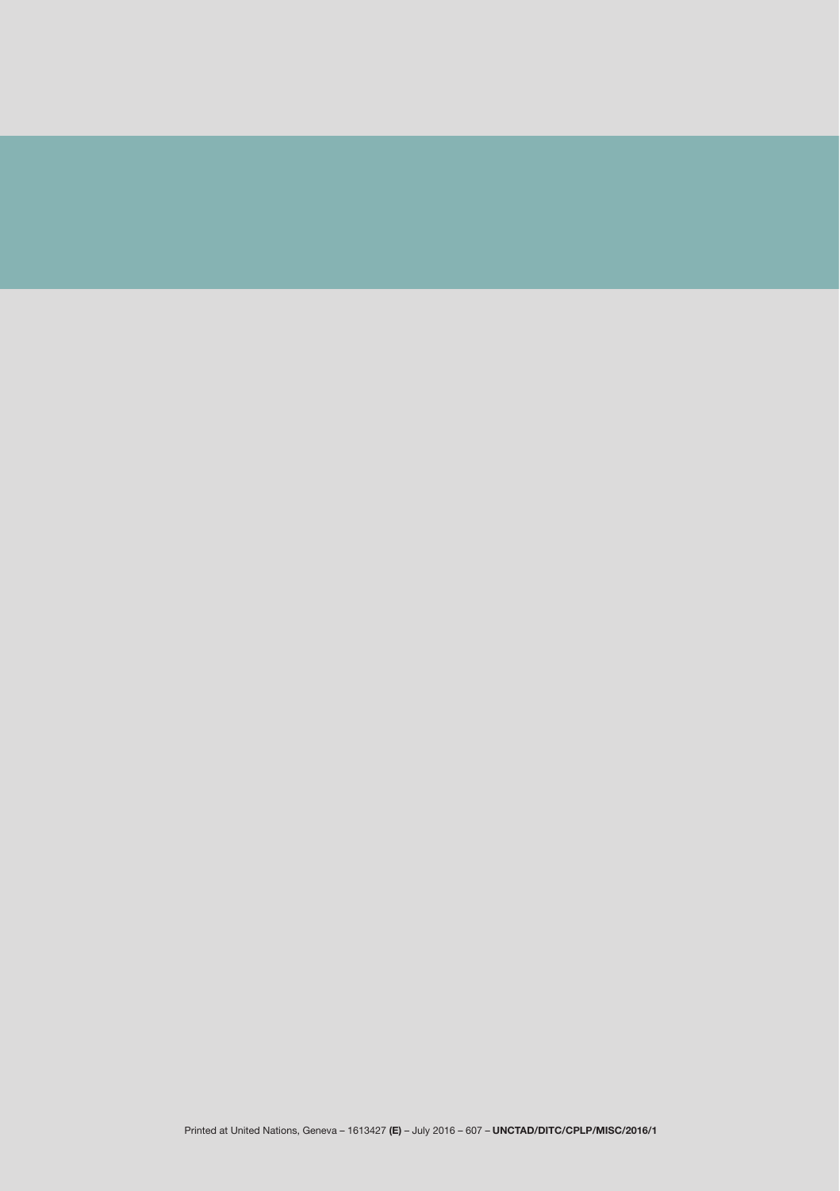Printed at United Nations, Geneva – 1613427 **(E)** – July 2016 – 607 – **UNCTAD/DITC/CPLP/MISC/2016/1**